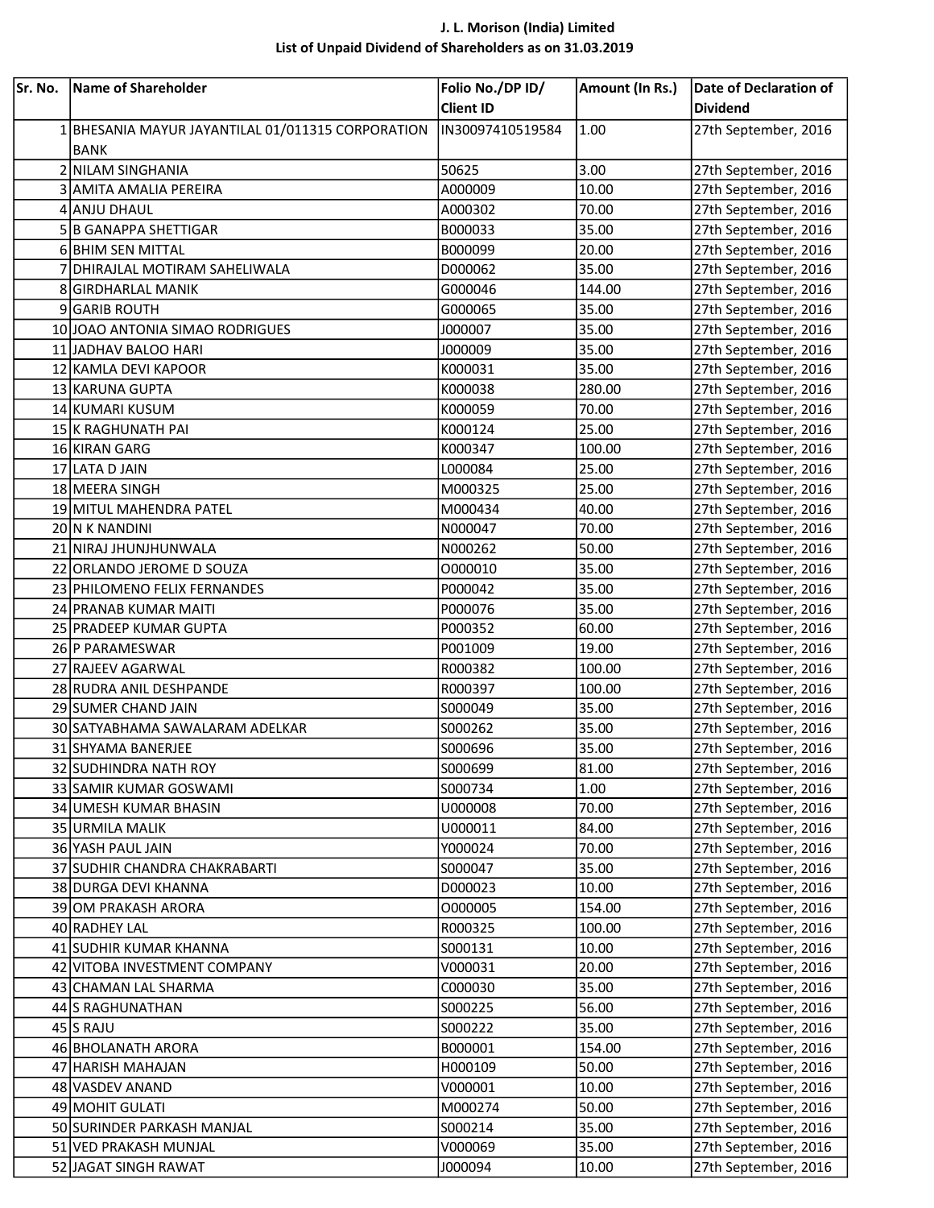# J. L. Morison (India) Limited

## List of Unpaid Dividend of Shareholders as on 31.03.2019

| Sr. No. | Name of Shareholder | Folio No./DP ID/ Client ID | Amount (In Rs.) | Date of Declaration of Dividend |
|---|---|---|---|---|
| 1 | BHESANIA MAYUR JAYANTILAL 01/011315 CORPORATION BANK | IN30097410519584 | 1.00 | 27th September, 2016 |
| 2 | NILAM SINGHANIA | 50625 | 3.00 | 27th September, 2016 |
| 3 | AMITA AMALIA PEREIRA | A000009 | 10.00 | 27th September, 2016 |
| 4 | ANJU DHAUL | A000302 | 70.00 | 27th September, 2016 |
| 5 | B GANAPPA SHETTIGAR | B000033 | 35.00 | 27th September, 2016 |
| 6 | BHIM SEN MITTAL | B000099 | 20.00 | 27th September, 2016 |
| 7 | DHIRAJLAL MOTIRAM SAHELIWALA | D000062 | 35.00 | 27th September, 2016 |
| 8 | GIRDHARLAL MANIK | G000046 | 144.00 | 27th September, 2016 |
| 9 | GARIB ROUTH | G000065 | 35.00 | 27th September, 2016 |
| 10 | JOAO ANTONIA SIMAO RODRIGUES | J000007 | 35.00 | 27th September, 2016 |
| 11 | JADHAV BALOO HARI | J000009 | 35.00 | 27th September, 2016 |
| 12 | KAMLA DEVI KAPOOR | K000031 | 35.00 | 27th September, 2016 |
| 13 | KARUNA GUPTA | K000038 | 280.00 | 27th September, 2016 |
| 14 | KUMARI KUSUM | K000059 | 70.00 | 27th September, 2016 |
| 15 | K RAGHUNATH PAI | K000124 | 25.00 | 27th September, 2016 |
| 16 | KIRAN GARG | K000347 | 100.00 | 27th September, 2016 |
| 17 | LATA D JAIN | L000084 | 25.00 | 27th September, 2016 |
| 18 | MEERA SINGH | M000325 | 25.00 | 27th September, 2016 |
| 19 | MITUL MAHENDRA PATEL | M000434 | 40.00 | 27th September, 2016 |
| 20 | N K NANDINI | N000047 | 70.00 | 27th September, 2016 |
| 21 | NIRAJ JHUNJHUNWALA | N000262 | 50.00 | 27th September, 2016 |
| 22 | ORLANDO JEROME D SOUZA | O000010 | 35.00 | 27th September, 2016 |
| 23 | PHILOMENO FELIX FERNANDES | P000042 | 35.00 | 27th September, 2016 |
| 24 | PRANAB KUMAR MAITI | P000076 | 35.00 | 27th September, 2016 |
| 25 | PRADEEP KUMAR GUPTA | P000352 | 60.00 | 27th September, 2016 |
| 26 | P PARAMESWAR | P001009 | 19.00 | 27th September, 2016 |
| 27 | RAJEEV AGARWAL | R000382 | 100.00 | 27th September, 2016 |
| 28 | RUDRA ANIL DESHPANDE | R000397 | 100.00 | 27th September, 2016 |
| 29 | SUMER CHAND JAIN | S000049 | 35.00 | 27th September, 2016 |
| 30 | SATYABHAMA SAWALARAM ADELKAR | S000262 | 35.00 | 27th September, 2016 |
| 31 | SHYAMA BANERJEE | S000696 | 35.00 | 27th September, 2016 |
| 32 | SUDHINDRA NATH ROY | S000699 | 81.00 | 27th September, 2016 |
| 33 | SAMIR KUMAR GOSWAMI | S000734 | 1.00 | 27th September, 2016 |
| 34 | UMESH KUMAR BHASIN | U000008 | 70.00 | 27th September, 2016 |
| 35 | URMILA MALIK | U000011 | 84.00 | 27th September, 2016 |
| 36 | YASH PAUL JAIN | Y000024 | 70.00 | 27th September, 2016 |
| 37 | SUDHIR CHANDRA CHAKRABARTI | S000047 | 35.00 | 27th September, 2016 |
| 38 | DURGA DEVI KHANNA | D000023 | 10.00 | 27th September, 2016 |
| 39 | OM PRAKASH ARORA | O000005 | 154.00 | 27th September, 2016 |
| 40 | RADHEY LAL | R000325 | 100.00 | 27th September, 2016 |
| 41 | SUDHIR KUMAR KHANNA | S000131 | 10.00 | 27th September, 2016 |
| 42 | VITOBA INVESTMENT COMPANY | V000031 | 20.00 | 27th September, 2016 |
| 43 | CHAMAN LAL SHARMA | C000030 | 35.00 | 27th September, 2016 |
| 44 | S RAGHUNATHAN | S000225 | 56.00 | 27th September, 2016 |
| 45 | S RAJU | S000222 | 35.00 | 27th September, 2016 |
| 46 | BHOLANATH ARORA | B000001 | 154.00 | 27th September, 2016 |
| 47 | HARISH MAHAJAN | H000109 | 50.00 | 27th September, 2016 |
| 48 | VASDEV ANAND | V000001 | 10.00 | 27th September, 2016 |
| 49 | MOHIT GULATI | M000274 | 50.00 | 27th September, 2016 |
| 50 | SURINDER PARKASH MANJAL | S000214 | 35.00 | 27th September, 2016 |
| 51 | VED PRAKASH MUNJAL | V000069 | 35.00 | 27th September, 2016 |
| 52 | JAGAT SINGH RAWAT | J000094 | 10.00 | 27th September, 2016 |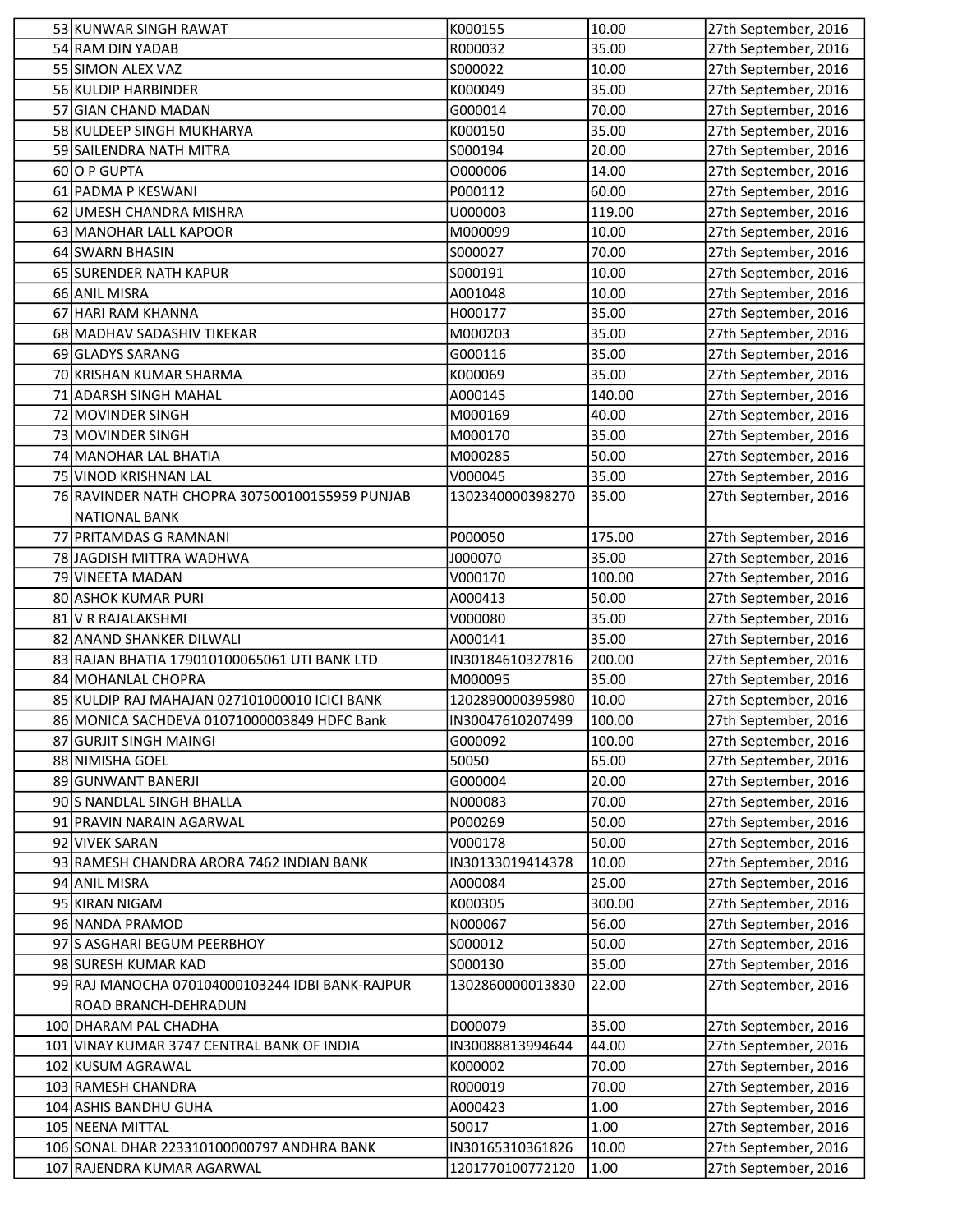| 53 | KUNWAR SINGH RAWAT | K000155 | 10.00 | 27th September, 2016 |
|---|---|---|---|---|
| 54 | RAM DIN YADAB | R000032 | 35.00 | 27th September, 2016 |
| 55 | SIMON ALEX VAZ | S000022 | 10.00 | 27th September, 2016 |
| 56 | KULDIP HARBINDER | K000049 | 35.00 | 27th September, 2016 |
| 57 | GIAN CHAND MADAN | G000014 | 70.00 | 27th September, 2016 |
| 58 | KULDEEP SINGH MUKHARYA | K000150 | 35.00 | 27th September, 2016 |
| 59 | SAILENDRA NATH MITRA | S000194 | 20.00 | 27th September, 2016 |
| 60 | O P GUPTA | O000006 | 14.00 | 27th September, 2016 |
| 61 | PADMA P KESWANI | P000112 | 60.00 | 27th September, 2016 |
| 62 | UMESH CHANDRA MISHRA | U000003 | 119.00 | 27th September, 2016 |
| 63 | MANOHAR LALL KAPOOR | M000099 | 10.00 | 27th September, 2016 |
| 64 | SWARN BHASIN | S000027 | 70.00 | 27th September, 2016 |
| 65 | SURENDER NATH KAPUR | S000191 | 10.00 | 27th September, 2016 |
| 66 | ANIL MISRA | A001048 | 10.00 | 27th September, 2016 |
| 67 | HARI RAM KHANNA | H000177 | 35.00 | 27th September, 2016 |
| 68 | MADHAV SADASHIV TIKEKAR | M000203 | 35.00 | 27th September, 2016 |
| 69 | GLADYS SARANG | G000116 | 35.00 | 27th September, 2016 |
| 70 | KRISHAN KUMAR SHARMA | K000069 | 35.00 | 27th September, 2016 |
| 71 | ADARSH SINGH MAHAL | A000145 | 140.00 | 27th September, 2016 |
| 72 | MOVINDER SINGH | M000169 | 40.00 | 27th September, 2016 |
| 73 | MOVINDER SINGH | M000170 | 35.00 | 27th September, 2016 |
| 74 | MANOHAR LAL BHATIA | M000285 | 50.00 | 27th September, 2016 |
| 75 | VINOD KRISHNAN LAL | V000045 | 35.00 | 27th September, 2016 |
| 76 | RAVINDER NATH CHOPRA 307500100155959 PUNJAB NATIONAL BANK | 1302340000398270 | 35.00 | 27th September, 2016 |
| 77 | PRITAMDAS G RAMNANI | P000050 | 175.00 | 27th September, 2016 |
| 78 | JAGDISH MITTRA WADHWA | J000070 | 35.00 | 27th September, 2016 |
| 79 | VINEETA MADAN | V000170 | 100.00 | 27th September, 2016 |
| 80 | ASHOK KUMAR PURI | A000413 | 50.00 | 27th September, 2016 |
| 81 | V R RAJALAKSHMI | V000080 | 35.00 | 27th September, 2016 |
| 82 | ANAND SHANKER DILWALI | A000141 | 35.00 | 27th September, 2016 |
| 83 | RAJAN BHATIA 179010100065061 UTI BANK LTD | IN30184610327816 | 200.00 | 27th September, 2016 |
| 84 | MOHANLAL CHOPRA | M000095 | 35.00 | 27th September, 2016 |
| 85 | KULDIP RAJ MAHAJAN 027101000010 ICICI BANK | 1202890000395980 | 10.00 | 27th September, 2016 |
| 86 | MONICA SACHDEVA 01071000003849 HDFC Bank | IN30047610207499 | 100.00 | 27th September, 2016 |
| 87 | GURJIT SINGH MAINGI | G000092 | 100.00 | 27th September, 2016 |
| 88 | NIMISHA GOEL | 50050 | 65.00 | 27th September, 2016 |
| 89 | GUNWANT BANERJI | G000004 | 20.00 | 27th September, 2016 |
| 90 | S NANDLAL SINGH BHALLA | N000083 | 70.00 | 27th September, 2016 |
| 91 | PRAVIN NARAIN AGARWAL | P000269 | 50.00 | 27th September, 2016 |
| 92 | VIVEK SARAN | V000178 | 50.00 | 27th September, 2016 |
| 93 | RAMESH CHANDRA ARORA 7462 INDIAN BANK | IN30133019414378 | 10.00 | 27th September, 2016 |
| 94 | ANIL MISRA | A000084 | 25.00 | 27th September, 2016 |
| 95 | KIRAN NIGAM | K000305 | 300.00 | 27th September, 2016 |
| 96 | NANDA PRAMOD | N000067 | 56.00 | 27th September, 2016 |
| 97 | S ASGHARI BEGUM PEERBHOY | S000012 | 50.00 | 27th September, 2016 |
| 98 | SURESH KUMAR KAD | S000130 | 35.00 | 27th September, 2016 |
| 99 | RAJ MANOCHA 070104000103244 IDBI BANK-RAJPUR ROAD BRANCH-DEHRADUN | 1302860000013830 | 22.00 | 27th September, 2016 |
| 100 | DHARAM PAL CHADHA | D000079 | 35.00 | 27th September, 2016 |
| 101 | VINAY KUMAR 3747 CENTRAL BANK OF INDIA | IN30088813994644 | 44.00 | 27th September, 2016 |
| 102 | KUSUM AGRAWAL | K000002 | 70.00 | 27th September, 2016 |
| 103 | RAMESH CHANDRA | R000019 | 70.00 | 27th September, 2016 |
| 104 | ASHIS BANDHU GUHA | A000423 | 1.00 | 27th September, 2016 |
| 105 | NEENA MITTAL | 50017 | 1.00 | 27th September, 2016 |
| 106 | SONAL DHAR 223310100000797 ANDHRA BANK | IN30165310361826 | 10.00 | 27th September, 2016 |
| 107 | RAJENDRA KUMAR AGARWAL | 1201770100772120 | 1.00 | 27th September, 2016 |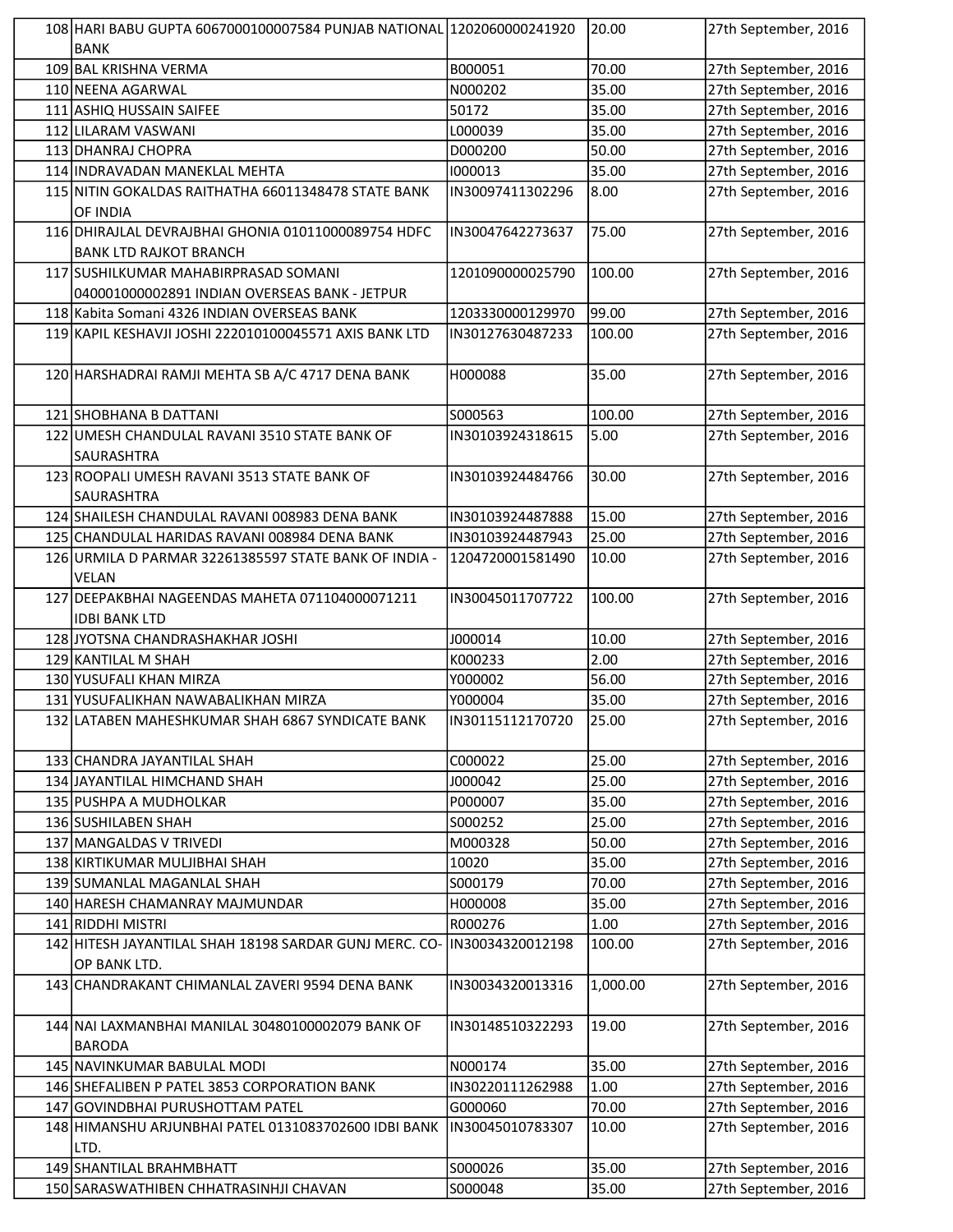| | | | | |
|---|---|---|---|---|
| 108 | HARI BABU GUPTA 6067000100007584 PUNJAB NATIONAL BANK | 1202060000241920 | 20.00 | 27th September, 2016 |
| 109 | BAL KRISHNA VERMA | B000051 | 70.00 | 27th September, 2016 |
| 110 | NEENA AGARWAL | N000202 | 35.00 | 27th September, 2016 |
| 111 | ASHIQ HUSSAIN SAIFEE | 50172 | 35.00 | 27th September, 2016 |
| 112 | LILARAM VASWANI | L000039 | 35.00 | 27th September, 2016 |
| 113 | DHANRAJ CHOPRA | D000200 | 50.00 | 27th September, 2016 |
| 114 | INDRAVADAN MANEKLAL MEHTA | I000013 | 35.00 | 27th September, 2016 |
| 115 | NITIN GOKALDAS RAITHATHA 66011348478 STATE BANK OF INDIA | IN30097411302296 | 8.00 | 27th September, 2016 |
| 116 | DHIRAJLAL DEVRAJBHAI GHONIA 01011000089754 HDFC BANK LTD RAJKOT BRANCH | IN30047642273637 | 75.00 | 27th September, 2016 |
| 117 | SUSHILKUMAR MAHABIRPRASAD SOMANI 040001000002891 INDIAN OVERSEAS BANK - JETPUR | 1201090000025790 | 100.00 | 27th September, 2016 |
| 118 | Kabita Somani 4326 INDIAN OVERSEAS BANK | 1203330000129970 | 99.00 | 27th September, 2016 |
| 119 | KAPIL KESHAVJI JOSHI 222010100045571 AXIS BANK LTD | IN30127630487233 | 100.00 | 27th September, 2016 |
| 120 | HARSHADRAI RAMJI MEHTA SB A/C 4717 DENA BANK | H000088 | 35.00 | 27th September, 2016 |
| 121 | SHOBHANA B DATTANI | S000563 | 100.00 | 27th September, 2016 |
| 122 | UMESH CHANDULAL RAVANI 3510 STATE BANK OF SAURASHTRA | IN30103924318615 | 5.00 | 27th September, 2016 |
| 123 | ROOPALI UMESH RAVANI 3513 STATE BANK OF SAURASHTRA | IN30103924484766 | 30.00 | 27th September, 2016 |
| 124 | SHAILESH CHANDULAL RAVANI 008983 DENA BANK | IN30103924487888 | 15.00 | 27th September, 2016 |
| 125 | CHANDULAL HARIDAS RAVANI 008984 DENA BANK | IN30103924487943 | 25.00 | 27th September, 2016 |
| 126 | URMILA D PARMAR 32261385597 STATE BANK OF INDIA - VELAN | 1204720001581490 | 10.00 | 27th September, 2016 |
| 127 | DEEPAKBHAI NAGEENDAS MAHETA 071104000071211 IDBI BANK LTD | IN30045011707722 | 100.00 | 27th September, 2016 |
| 128 | JYOTSNA CHANDRASHAKHAR JOSHI | J000014 | 10.00 | 27th September, 2016 |
| 129 | KANTILAL M SHAH | K000233 | 2.00 | 27th September, 2016 |
| 130 | YUSUFALI KHAN MIRZA | Y000002 | 56.00 | 27th September, 2016 |
| 131 | YUSUFALIKHAN NAWABALIKHAN MIRZA | Y000004 | 35.00 | 27th September, 2016 |
| 132 | LATABEN MAHESHKUMAR SHAH 6867 SYNDICATE BANK | IN30115112170720 | 25.00 | 27th September, 2016 |
| 133 | CHANDRA JAYANTILAL SHAH | C000022 | 25.00 | 27th September, 2016 |
| 134 | JAYANTILAL HIMCHAND SHAH | J000042 | 25.00 | 27th September, 2016 |
| 135 | PUSHPA A MUDHOLKAR | P000007 | 35.00 | 27th September, 2016 |
| 136 | SUSHILABEN SHAH | S000252 | 25.00 | 27th September, 2016 |
| 137 | MANGALDAS V TRIVEDI | M000328 | 50.00 | 27th September, 2016 |
| 138 | KIRTIKUMAR MULJIBHAI SHAH | 10020 | 35.00 | 27th September, 2016 |
| 139 | SUMANLAL MAGANLAL SHAH | S000179 | 70.00 | 27th September, 2016 |
| 140 | HARESH CHAMANRAY MAJMUNDAR | H000008 | 35.00 | 27th September, 2016 |
| 141 | RIDDHI MISTRI | R000276 | 1.00 | 27th September, 2016 |
| 142 | HITESH JAYANTILAL SHAH 18198 SARDAR GUNJ MERC. CO-OP BANK LTD. | IN30034320012198 | 100.00 | 27th September, 2016 |
| 143 | CHANDRAKANT CHIMANLAL ZAVERI 9594 DENA BANK | IN30034320013316 | 1,000.00 | 27th September, 2016 |
| 144 | NAI LAXMANBHAI MANILAL 30480100002079 BANK OF BARODA | IN30148510322293 | 19.00 | 27th September, 2016 |
| 145 | NAVINKUMAR BABULAL MODI | N000174 | 35.00 | 27th September, 2016 |
| 146 | SHEFALIBEN P PATEL 3853 CORPORATION BANK | IN30220111262988 | 1.00 | 27th September, 2016 |
| 147 | GOVINDBHAI PURUSHOTTAM PATEL | G000060 | 70.00 | 27th September, 2016 |
| 148 | HIMANSHU ARJUNBHAI PATEL 0131083702600 IDBI BANK LTD. | IN30045010783307 | 10.00 | 27th September, 2016 |
| 149 | SHANTILAL BRAHMBHATT | S000026 | 35.00 | 27th September, 2016 |
| 150 | SARASWATHIBEN CHHATRASINHJI CHAVAN | S000048 | 35.00 | 27th September, 2016 |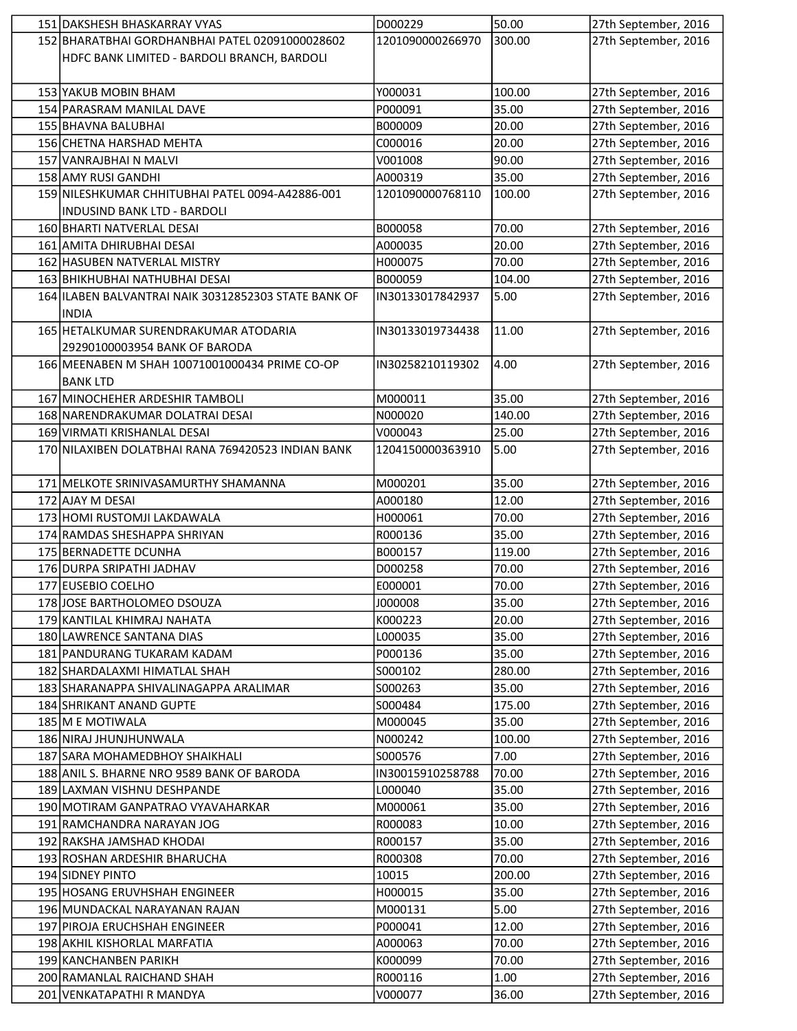| | | | |
|---|---|---|---|
| 151 | DAKSHESH BHASKARRAY VYAS | D000229 | 50.00 | 27th September, 2016 |
| 152 | BHARATBHAI GORDHANBHAI PATEL 02091000028602 HDFC BANK LIMITED - BARDOLI BRANCH, BARDOLI | 1201090000266970 | 300.00 | 27th September, 2016 |
| 153 | YAKUB MOBIN BHAM | Y000031 | 100.00 | 27th September, 2016 |
| 154 | PARASRAM MANILAL DAVE | P000091 | 35.00 | 27th September, 2016 |
| 155 | BHAVNA BALUBHAI | B000009 | 20.00 | 27th September, 2016 |
| 156 | CHETNA HARSHAD MEHTA | C000016 | 20.00 | 27th September, 2016 |
| 157 | VANRAJBHAI N MALVI | V001008 | 90.00 | 27th September, 2016 |
| 158 | AMY RUSI GANDHI | A000319 | 35.00 | 27th September, 2016 |
| 159 | NILESHKUMAR CHHITUBHAI PATEL 0094-A42886-001 INDUSIND BANK LTD - BARDOLI | 1201090000768110 | 100.00 | 27th September, 2016 |
| 160 | BHARTI NATVERLAL DESAI | B000058 | 70.00 | 27th September, 2016 |
| 161 | AMITA DHIRUBHAI DESAI | A000035 | 20.00 | 27th September, 2016 |
| 162 | HASUBEN NATVERLAL MISTRY | H000075 | 70.00 | 27th September, 2016 |
| 163 | BHIKHUBHAI NATHUBHAI DESAI | B000059 | 104.00 | 27th September, 2016 |
| 164 | ILABEN BALVANTRAI NAIK 30312852303 STATE BANK OF INDIA | IN30133017842937 | 5.00 | 27th September, 2016 |
| 165 | HETALKUMAR SURENDRAKUMAR ATODARIA 29290100003954 BANK OF BARODA | IN30133019734438 | 11.00 | 27th September, 2016 |
| 166 | MEENABEN M SHAH 10071001000434 PRIME CO-OP BANK LTD | IN30258210119302 | 4.00 | 27th September, 2016 |
| 167 | MINOCHEHER ARDESHIR TAMBOLI | M000011 | 35.00 | 27th September, 2016 |
| 168 | NARENDRAKUMAR DOLATRAI DESAI | N000020 | 140.00 | 27th September, 2016 |
| 169 | VIRMATI KRISHANLAL DESAI | V000043 | 25.00 | 27th September, 2016 |
| 170 | NILAXIBEN DOLATBHAI RANA 769420523 INDIAN BANK | 1204150000363910 | 5.00 | 27th September, 2016 |
| 171 | MELKOTE SRINIVASAMURTHY SHAMANNA | M000201 | 35.00 | 27th September, 2016 |
| 172 | AJAY M DESAI | A000180 | 12.00 | 27th September, 2016 |
| 173 | HOMI RUSTOMJI LAKDAWALA | H000061 | 70.00 | 27th September, 2016 |
| 174 | RAMDAS SHESHAPPA SHRIYAN | R000136 | 35.00 | 27th September, 2016 |
| 175 | BERNADETTE DCUNHA | B000157 | 119.00 | 27th September, 2016 |
| 176 | DURPA SRIPATHI JADHAV | D000258 | 70.00 | 27th September, 2016 |
| 177 | EUSEBIO COELHO | E000001 | 70.00 | 27th September, 2016 |
| 178 | JOSE BARTHOLOMEO DSOUZA | J000008 | 35.00 | 27th September, 2016 |
| 179 | KANTILAL KHIMRAJ NAHATA | K000223 | 20.00 | 27th September, 2016 |
| 180 | LAWRENCE SANTANA DIAS | L000035 | 35.00 | 27th September, 2016 |
| 181 | PANDURANG TUKARAM KADAM | P000136 | 35.00 | 27th September, 2016 |
| 182 | SHARDALAXMI HIMATLAL SHAH | S000102 | 280.00 | 27th September, 2016 |
| 183 | SHARANAPPA SHIVALINAGAPPA ARALIMAR | S000263 | 35.00 | 27th September, 2016 |
| 184 | SHRIKANT ANAND GUPTE | S000484 | 175.00 | 27th September, 2016 |
| 185 | M E MOTIWALA | M000045 | 35.00 | 27th September, 2016 |
| 186 | NIRAJ JHUNJHUNWALA | N000242 | 100.00 | 27th September, 2016 |
| 187 | SARA MOHAMEDBHOY SHAIKHALI | S000576 | 7.00 | 27th September, 2016 |
| 188 | ANIL S. BHARNE NRO 9589 BANK OF BARODA | IN30015910258788 | 70.00 | 27th September, 2016 |
| 189 | LAXMAN VISHNU DESHPANDE | L000040 | 35.00 | 27th September, 2016 |
| 190 | MOTIRAM GANPATRAO VYAVAHARKAR | M000061 | 35.00 | 27th September, 2016 |
| 191 | RAMCHANDRA NARAYAN JOG | R000083 | 10.00 | 27th September, 2016 |
| 192 | RAKSHA JAMSHAD KHODAI | R000157 | 35.00 | 27th September, 2016 |
| 193 | ROSHAN ARDESHIR BHARUCHA | R000308 | 70.00 | 27th September, 2016 |
| 194 | SIDNEY PINTO | 10015 | 200.00 | 27th September, 2016 |
| 195 | HOSANG ERUVHSHAH ENGINEER | H000015 | 35.00 | 27th September, 2016 |
| 196 | MUNDACKAL NARAYANAN RAJAN | M000131 | 5.00 | 27th September, 2016 |
| 197 | PIROJA ERUCHSHAH ENGINEER | P000041 | 12.00 | 27th September, 2016 |
| 198 | AKHIL KISHORLAL MARFATIA | A000063 | 70.00 | 27th September, 2016 |
| 199 | KANCHANBEN PARIKH | K000099 | 70.00 | 27th September, 2016 |
| 200 | RAMANLAL RAICHAND SHAH | R000116 | 1.00 | 27th September, 2016 |
| 201 | VENKATAPATHI R MANDYA | V000077 | 36.00 | 27th September, 2016 |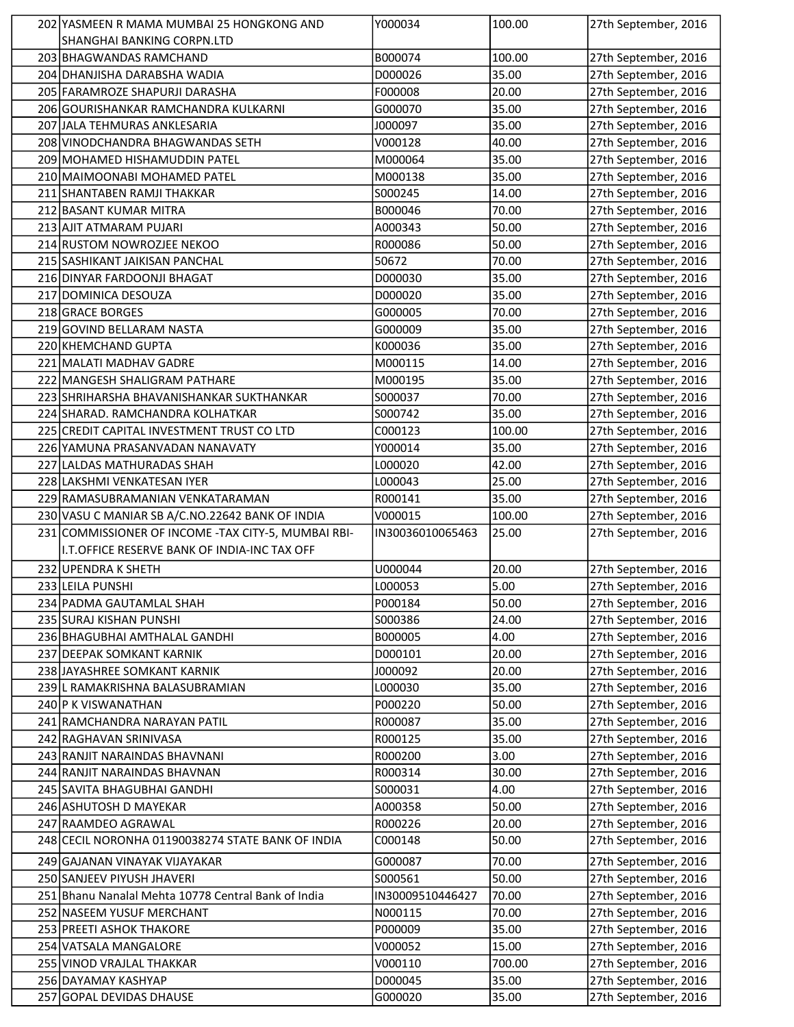| | | | | |
|---|---|---|---|---|
| 202 | YASMEEN R MAMA MUMBAI 25 HONGKONG AND SHANGHAI BANKING CORPN.LTD | Y000034 | 100.00 | 27th September, 2016 |
| 203 | BHAGWANDAS RAMCHAND | B000074 | 100.00 | 27th September, 2016 |
| 204 | DHANJISHA DARABSHA WADIA | D000026 | 35.00 | 27th September, 2016 |
| 205 | FARAMROZE SHAPURJI DARASHA | F000008 | 20.00 | 27th September, 2016 |
| 206 | GOURISHANKAR RAMCHANDRA KULKARNI | G000070 | 35.00 | 27th September, 2016 |
| 207 | JALA TEHMURAS ANKLESARIA | J000097 | 35.00 | 27th September, 2016 |
| 208 | VINODCHANDRA BHAGWANDAS SETH | V000128 | 40.00 | 27th September, 2016 |
| 209 | MOHAMED HISHAMUDDIN PATEL | M000064 | 35.00 | 27th September, 2016 |
| 210 | MAIMOONABI MOHAMED PATEL | M000138 | 35.00 | 27th September, 2016 |
| 211 | SHANTABEN RAMJI THAKKAR | S000245 | 14.00 | 27th September, 2016 |
| 212 | BASANT KUMAR MITRA | B000046 | 70.00 | 27th September, 2016 |
| 213 | AJIT ATMARAM PUJARI | A000343 | 50.00 | 27th September, 2016 |
| 214 | RUSTOM NOWROZJEE NEKOO | R000086 | 50.00 | 27th September, 2016 |
| 215 | SASHIKANT JAIKISAN PANCHAL | 50672 | 70.00 | 27th September, 2016 |
| 216 | DINYAR FARDOONJI BHAGAT | D000030 | 35.00 | 27th September, 2016 |
| 217 | DOMINICA DESOUZA | D000020 | 35.00 | 27th September, 2016 |
| 218 | GRACE BORGES | G000005 | 70.00 | 27th September, 2016 |
| 219 | GOVIND BELLARAM NASTA | G000009 | 35.00 | 27th September, 2016 |
| 220 | KHEMCHAND GUPTA | K000036 | 35.00 | 27th September, 2016 |
| 221 | MALATI MADHAV GADRE | M000115 | 14.00 | 27th September, 2016 |
| 222 | MANGESH SHALIGRAM PATHARE | M000195 | 35.00 | 27th September, 2016 |
| 223 | SHRIHARSHA BHAVANISHANKAR SUKTHANKAR | S000037 | 70.00 | 27th September, 2016 |
| 224 | SHARAD. RAMCHANDRA KOLHATKAR | S000742 | 35.00 | 27th September, 2016 |
| 225 | CREDIT CAPITAL INVESTMENT TRUST CO LTD | C000123 | 100.00 | 27th September, 2016 |
| 226 | YAMUNA PRASANVADAN NANAVATY | Y000014 | 35.00 | 27th September, 2016 |
| 227 | LALDAS MATHURADAS SHAH | L000020 | 42.00 | 27th September, 2016 |
| 228 | LAKSHMI VENKATESAN IYER | L000043 | 25.00 | 27th September, 2016 |
| 229 | RAMASUBRAMANIAN VENKATARAMAN | R000141 | 35.00 | 27th September, 2016 |
| 230 | VASU C MANIAR SB A/C.NO.22642 BANK OF INDIA | V000015 | 100.00 | 27th September, 2016 |
| 231 | COMMISSIONER OF INCOME -TAX CITY-5, MUMBAI RBI-I.T.OFFICE RESERVE BANK OF INDIA-INC TAX OFF | IN30036010065463 | 25.00 | 27th September, 2016 |
| 232 | UPENDRA K SHETH | U000044 | 20.00 | 27th September, 2016 |
| 233 | LEILA PUNSHI | L000053 | 5.00 | 27th September, 2016 |
| 234 | PADMA GAUTAMLAL SHAH | P000184 | 50.00 | 27th September, 2016 |
| 235 | SURAJ KISHAN PUNSHI | S000386 | 24.00 | 27th September, 2016 |
| 236 | BHAGUBHAI AMTHALAL GANDHI | B000005 | 4.00 | 27th September, 2016 |
| 237 | DEEPAK SOMKANT KARNIK | D000101 | 20.00 | 27th September, 2016 |
| 238 | JAYASHREE SOMKANT KARNIK | J000092 | 20.00 | 27th September, 2016 |
| 239 | L RAMAKRISHNA BALASUBRAMIAN | L000030 | 35.00 | 27th September, 2016 |
| 240 | P K VISWANATHAN | P000220 | 50.00 | 27th September, 2016 |
| 241 | RAMCHANDRA NARAYAN PATIL | R000087 | 35.00 | 27th September, 2016 |
| 242 | RAGHAVAN SRINIVASA | R000125 | 35.00 | 27th September, 2016 |
| 243 | RANJIT NARAINDAS BHAVNANI | R000200 | 3.00 | 27th September, 2016 |
| 244 | RANJIT NARAINDAS BHAVNAN | R000314 | 30.00 | 27th September, 2016 |
| 245 | SAVITA BHAGUBHAI GANDHI | S000031 | 4.00 | 27th September, 2016 |
| 246 | ASHUTOSH D MAYEKAR | A000358 | 50.00 | 27th September, 2016 |
| 247 | RAAMDEO AGRAWAL | R000226 | 20.00 | 27th September, 2016 |
| 248 | CECIL NORONHA 01190038274 STATE BANK OF INDIA | C000148 | 50.00 | 27th September, 2016 |
| 249 | GAJANAN VINAYAK VIJAYAKAR | G000087 | 70.00 | 27th September, 2016 |
| 250 | SANJEEV PIYUSH JHAVERI | S000561 | 50.00 | 27th September, 2016 |
| 251 | Bhanu Nanalal Mehta 10778 Central Bank of India | IN30009510446427 | 70.00 | 27th September, 2016 |
| 252 | NASEEM YUSUF MERCHANT | N000115 | 70.00 | 27th September, 2016 |
| 253 | PREETI ASHOK THAKORE | P000009 | 35.00 | 27th September, 2016 |
| 254 | VATSALA MANGALORE | V000052 | 15.00 | 27th September, 2016 |
| 255 | VINOD VRAJLAL THAKKAR | V000110 | 700.00 | 27th September, 2016 |
| 256 | DAYAMAY KASHYAP | D000045 | 35.00 | 27th September, 2016 |
| 257 | GOPAL DEVIDAS DHAUSE | G000020 | 35.00 | 27th September, 2016 |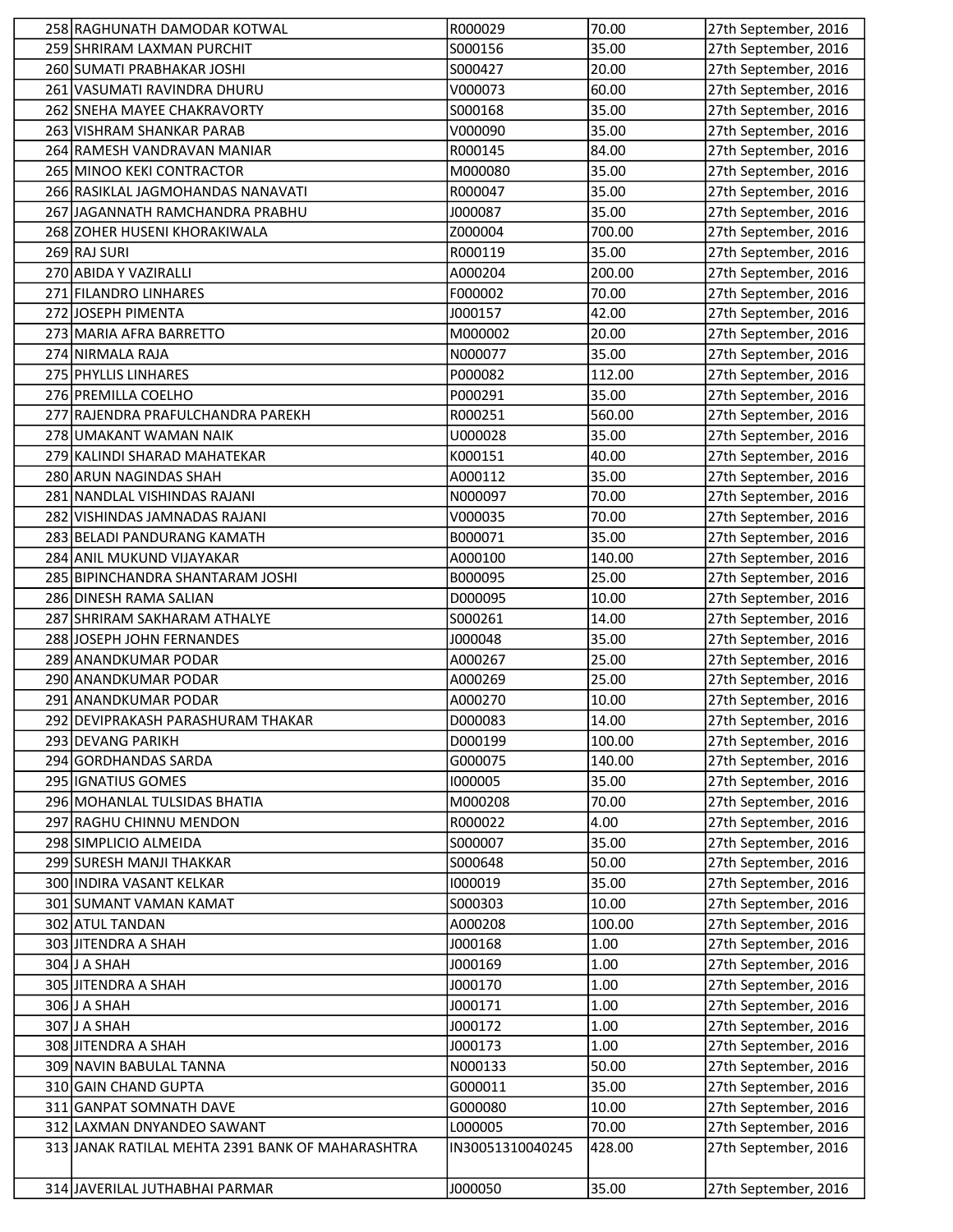| | | | |
|---|---|---|---|
| 258 RAGHUNATH DAMODAR KOTWAL | R000029 | 70.00 | 27th September, 2016 |
| 259 SHRIRAM LAXMAN PURCHIT | S000156 | 35.00 | 27th September, 2016 |
| 260 SUMATI PRABHAKAR JOSHI | S000427 | 20.00 | 27th September, 2016 |
| 261 VASUMATI RAVINDRA DHURU | V000073 | 60.00 | 27th September, 2016 |
| 262 SNEHA MAYEE CHAKRAVORTY | S000168 | 35.00 | 27th September, 2016 |
| 263 VISHRAM SHANKAR PARAB | V000090 | 35.00 | 27th September, 2016 |
| 264 RAMESH VANDRAVAN MANIAR | R000145 | 84.00 | 27th September, 2016 |
| 265 MINOO KEKI CONTRACTOR | M000080 | 35.00 | 27th September, 2016 |
| 266 RASIKLAL JAGMOHANDAS NANAVATI | R000047 | 35.00 | 27th September, 2016 |
| 267 JAGANNATH RAMCHANDRA PRABHU | J000087 | 35.00 | 27th September, 2016 |
| 268 ZOHER HUSENI KHORAKIWALA | Z000004 | 700.00 | 27th September, 2016 |
| 269 RAJ SURI | R000119 | 35.00 | 27th September, 2016 |
| 270 ABIDA Y VAZIRALLI | A000204 | 200.00 | 27th September, 2016 |
| 271 FILANDRO LINHARES | F000002 | 70.00 | 27th September, 2016 |
| 272 JOSEPH PIMENTA | J000157 | 42.00 | 27th September, 2016 |
| 273 MARIA AFRA BARRETTO | M000002 | 20.00 | 27th September, 2016 |
| 274 NIRMALA RAJA | N000077 | 35.00 | 27th September, 2016 |
| 275 PHYLLIS LINHARES | P000082 | 112.00 | 27th September, 2016 |
| 276 PREMILLA COELHO | P000291 | 35.00 | 27th September, 2016 |
| 277 RAJENDRA PRAFULCHANDRA PAREKH | R000251 | 560.00 | 27th September, 2016 |
| 278 UMAKANT WAMAN NAIK | U000028 | 35.00 | 27th September, 2016 |
| 279 KALINDI SHARAD MAHATEKAR | K000151 | 40.00 | 27th September, 2016 |
| 280 ARUN NAGINDAS SHAH | A000112 | 35.00 | 27th September, 2016 |
| 281 NANDLAL VISHINDAS RAJANI | N000097 | 70.00 | 27th September, 2016 |
| 282 VISHINDAS JAMNADAS RAJANI | V000035 | 70.00 | 27th September, 2016 |
| 283 BELADI PANDURANG KAMATH | B000071 | 35.00 | 27th September, 2016 |
| 284 ANIL MUKUND VIJAYAKAR | A000100 | 140.00 | 27th September, 2016 |
| 285 BIPINCHANDRA SHANTARAM JOSHI | B000095 | 25.00 | 27th September, 2016 |
| 286 DINESH RAMA SALIAN | D000095 | 10.00 | 27th September, 2016 |
| 287 SHRIRAM SAKHARAM ATHALYE | S000261 | 14.00 | 27th September, 2016 |
| 288 JOSEPH JOHN FERNANDES | J000048 | 35.00 | 27th September, 2016 |
| 289 ANANDKUMAR PODAR | A000267 | 25.00 | 27th September, 2016 |
| 290 ANANDKUMAR PODAR | A000269 | 25.00 | 27th September, 2016 |
| 291 ANANDKUMAR PODAR | A000270 | 10.00 | 27th September, 2016 |
| 292 DEVIPRAKASH PARASHURAM THAKAR | D000083 | 14.00 | 27th September, 2016 |
| 293 DEVANG PARIKH | D000199 | 100.00 | 27th September, 2016 |
| 294 GORDHANDAS SARDA | G000075 | 140.00 | 27th September, 2016 |
| 295 IGNATIUS GOMES | I000005 | 35.00 | 27th September, 2016 |
| 296 MOHANLAL TULSIDAS BHATIA | M000208 | 70.00 | 27th September, 2016 |
| 297 RAGHU CHINNU MENDON | R000022 | 4.00 | 27th September, 2016 |
| 298 SIMPLICIO ALMEIDA | S000007 | 35.00 | 27th September, 2016 |
| 299 SURESH MANJI THAKKAR | S000648 | 50.00 | 27th September, 2016 |
| 300 INDIRA VASANT KELKAR | I000019 | 35.00 | 27th September, 2016 |
| 301 SUMANT VAMAN KAMAT | S000303 | 10.00 | 27th September, 2016 |
| 302 ATUL TANDAN | A000208 | 100.00 | 27th September, 2016 |
| 303 JITENDRA A SHAH | J000168 | 1.00 | 27th September, 2016 |
| 304 J A SHAH | J000169 | 1.00 | 27th September, 2016 |
| 305 JITENDRA A SHAH | J000170 | 1.00 | 27th September, 2016 |
| 306 J A SHAH | J000171 | 1.00 | 27th September, 2016 |
| 307 J A SHAH | J000172 | 1.00 | 27th September, 2016 |
| 308 JITENDRA A SHAH | J000173 | 1.00 | 27th September, 2016 |
| 309 NAVIN BABULAL TANNA | N000133 | 50.00 | 27th September, 2016 |
| 310 GAIN CHAND GUPTA | G000011 | 35.00 | 27th September, 2016 |
| 311 GANPAT SOMNATH DAVE | G000080 | 10.00 | 27th September, 2016 |
| 312 LAXMAN DNYANDEO SAWANT | L000005 | 70.00 | 27th September, 2016 |
| 313 JANAK RATILAL MEHTA 2391 BANK OF MAHARASHTRA | IN30051310040245 | 428.00 | 27th September, 2016 |
| 314 JAVERILAL JUTHABHAI PARMAR | J000050 | 35.00 | 27th September, 2016 |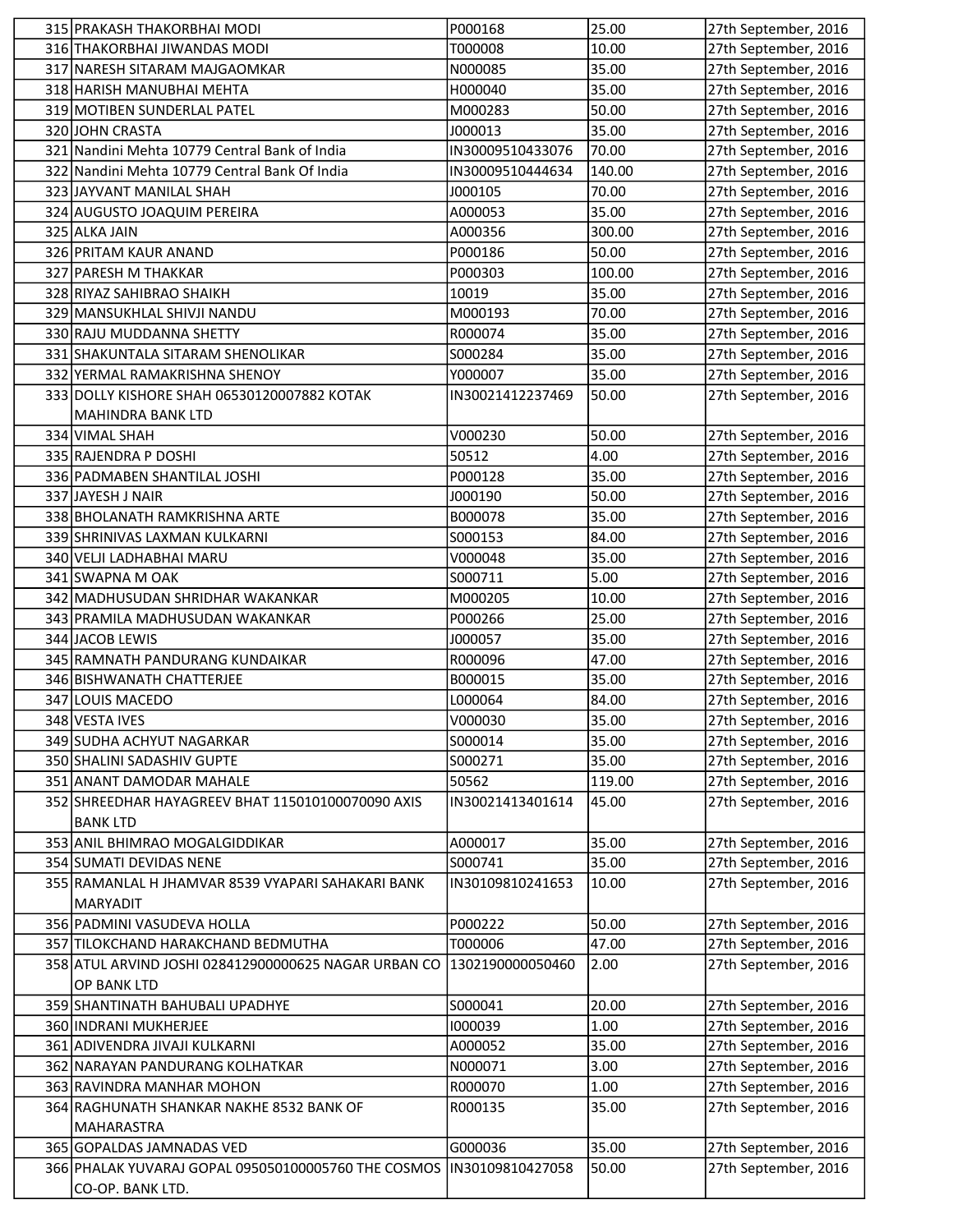| | | | |
|---|---|---|---|
| 315 | PRAKASH THAKORBHAI MODI | P000168 | 25.00 | 27th September, 2016 |
| 316 | THAKORBHAI JIWANDAS MODI | T000008 | 10.00 | 27th September, 2016 |
| 317 | NARESH SITARAM MAJGAOMKAR | N000085 | 35.00 | 27th September, 2016 |
| 318 | HARISH MANUBHAI MEHTA | H000040 | 35.00 | 27th September, 2016 |
| 319 | MOTIBEN SUNDERLAL PATEL | M000283 | 50.00 | 27th September, 2016 |
| 320 | JOHN CRASTA | J000013 | 35.00 | 27th September, 2016 |
| 321 | Nandini Mehta 10779 Central Bank of India | IN30009510433076 | 70.00 | 27th September, 2016 |
| 322 | Nandini Mehta 10779 Central Bank Of India | IN30009510444634 | 140.00 | 27th September, 2016 |
| 323 | JAYVANT MANILAL SHAH | J000105 | 70.00 | 27th September, 2016 |
| 324 | AUGUSTO JOAQUIM PEREIRA | A000053 | 35.00 | 27th September, 2016 |
| 325 | ALKA JAIN | A000356 | 300.00 | 27th September, 2016 |
| 326 | PRITAM KAUR ANAND | P000186 | 50.00 | 27th September, 2016 |
| 327 | PARESH M THAKKAR | P000303 | 100.00 | 27th September, 2016 |
| 328 | RIYAZ SAHIBRAO SHAIKH | 10019 | 35.00 | 27th September, 2016 |
| 329 | MANSUKHLAL SHIVJI NANDU | M000193 | 70.00 | 27th September, 2016 |
| 330 | RAJU MUDDANNA SHETTY | R000074 | 35.00 | 27th September, 2016 |
| 331 | SHAKUNTALA SITARAM SHENOLIKAR | S000284 | 35.00 | 27th September, 2016 |
| 332 | YERMAL RAMAKRISHNA SHENOY | Y000007 | 35.00 | 27th September, 2016 |
| 333 | DOLLY KISHORE SHAH 06530120007882 KOTAK MAHINDRA BANK LTD | IN30021412237469 | 50.00 | 27th September, 2016 |
| 334 | VIMAL SHAH | V000230 | 50.00 | 27th September, 2016 |
| 335 | RAJENDRA P DOSHI | 50512 | 4.00 | 27th September, 2016 |
| 336 | PADMABEN SHANTILAL JOSHI | P000128 | 35.00 | 27th September, 2016 |
| 337 | JAYESH J NAIR | J000190 | 50.00 | 27th September, 2016 |
| 338 | BHOLANATH RAMKRISHNA ARTE | B000078 | 35.00 | 27th September, 2016 |
| 339 | SHRINIVAS LAXMAN KULKARNI | S000153 | 84.00 | 27th September, 2016 |
| 340 | VELJI LADHABHAI MARU | V000048 | 35.00 | 27th September, 2016 |
| 341 | SWAPNA M OAK | S000711 | 5.00 | 27th September, 2016 |
| 342 | MADHUSUDAN SHRIDHAR WAKANKAR | M000205 | 10.00 | 27th September, 2016 |
| 343 | PRAMILA MADHUSUDAN WAKANKAR | P000266 | 25.00 | 27th September, 2016 |
| 344 | JACOB LEWIS | J000057 | 35.00 | 27th September, 2016 |
| 345 | RAMNATH PANDURANG KUNDAIKAR | R000096 | 47.00 | 27th September, 2016 |
| 346 | BISHWANATH CHATTERJEE | B000015 | 35.00 | 27th September, 2016 |
| 347 | LOUIS MACEDO | L000064 | 84.00 | 27th September, 2016 |
| 348 | VESTA IVES | V000030 | 35.00 | 27th September, 2016 |
| 349 | SUDHA ACHYUT NAGARKAR | S000014 | 35.00 | 27th September, 2016 |
| 350 | SHALINI SADASHIV GUPTE | S000271 | 35.00 | 27th September, 2016 |
| 351 | ANANT DAMODAR MAHALE | 50562 | 119.00 | 27th September, 2016 |
| 352 | SHREEDHAR HAYAGREEV BHAT 115010100070090 AXIS BANK LTD | IN30021413401614 | 45.00 | 27th September, 2016 |
| 353 | ANIL BHIMRAO MOGALGIDDIKAR | A000017 | 35.00 | 27th September, 2016 |
| 354 | SUMATI DEVIDAS NENE | S000741 | 35.00 | 27th September, 2016 |
| 355 | RAMANLAL H JHAMVAR 8539 VYAPARI SAHAKARI BANK MARYADIT | IN30109810241653 | 10.00 | 27th September, 2016 |
| 356 | PADMINI VASUDEVA HOLLA | P000222 | 50.00 | 27th September, 2016 |
| 357 | TILOKCHAND HARAKCHAND BEDMUTHA | T000006 | 47.00 | 27th September, 2016 |
| 358 | ATUL ARVIND JOSHI 028412900000625 NAGAR URBAN CO OP BANK LTD | 1302190000050460 | 2.00 | 27th September, 2016 |
| 359 | SHANTINATH BAHUBALI UPADHYE | S000041 | 20.00 | 27th September, 2016 |
| 360 | INDRANI MUKHERJEE | I000039 | 1.00 | 27th September, 2016 |
| 361 | ADIVENDRA JIVAJI KULKARNI | A000052 | 35.00 | 27th September, 2016 |
| 362 | NARAYAN PANDURANG KOLHATKAR | N000071 | 3.00 | 27th September, 2016 |
| 363 | RAVINDRA MANHAR MOHON | R000070 | 1.00 | 27th September, 2016 |
| 364 | RAGHUNATH SHANKAR NAKHE 8532 BANK OF MAHARASTRA | R000135 | 35.00 | 27th September, 2016 |
| 365 | GOPALDAS JAMNADAS VED | G000036 | 35.00 | 27th September, 2016 |
| 366 | PHALAK YUVARAJ GOPAL 095050100005760 THE COSMOS CO-OP. BANK LTD. | IN30109810427058 | 50.00 | 27th September, 2016 |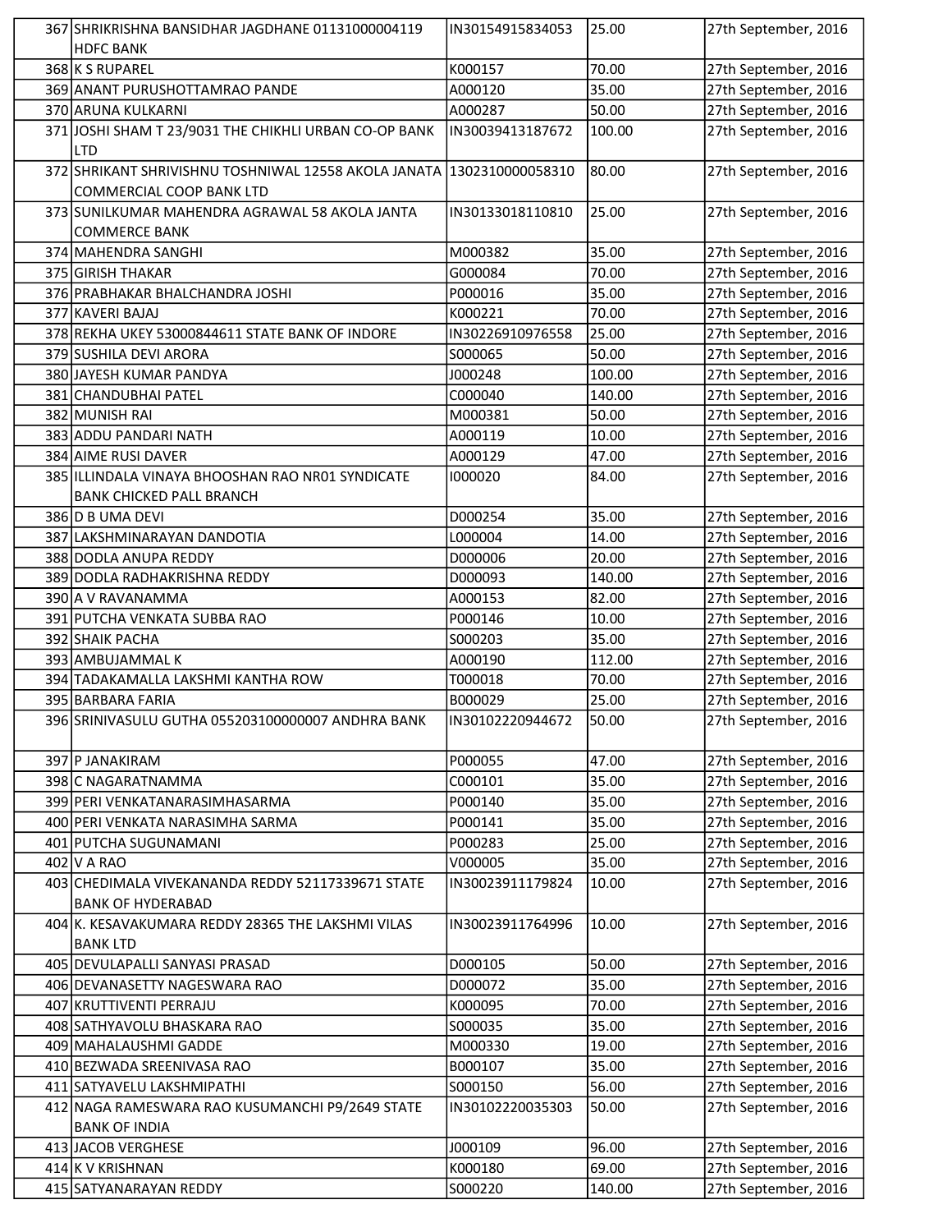| | | | | |
|---|---|---|---|---|
| 367 | SHRIKRISHNA BANSIDHAR JAGDHANE 01131000004119 HDFC BANK | IN30154915834053 | 25.00 | 27th September, 2016 |
| 368 | K S RUPAREL | K000157 | 70.00 | 27th September, 2016 |
| 369 | ANANT PURUSHOTTAMRAO PANDE | A000120 | 35.00 | 27th September, 2016 |
| 370 | ARUNA KULKARNI | A000287 | 50.00 | 27th September, 2016 |
| 371 | JOSHI SHAM T 23/9031 THE CHIKHLI URBAN CO-OP BANK LTD | IN30039413187672 | 100.00 | 27th September, 2016 |
| 372 | SHRIKANT SHRIVISHNU TOSHNIWAL 12558 AKOLA JANATA COMMERCIAL COOP BANK LTD | 1302310000058310 | 80.00 | 27th September, 2016 |
| 373 | SUNILKUMAR MAHENDRA AGRAWAL 58 AKOLA JANTA COMMERCE BANK | IN30133018110810 | 25.00 | 27th September, 2016 |
| 374 | MAHENDRA SANGHI | M000382 | 35.00 | 27th September, 2016 |
| 375 | GIRISH THAKAR | G000084 | 70.00 | 27th September, 2016 |
| 376 | PRABHAKAR BHALCHANDRA JOSHI | P000016 | 35.00 | 27th September, 2016 |
| 377 | KAVERI BAJAJ | K000221 | 70.00 | 27th September, 2016 |
| 378 | REKHA UKEY 53000844611 STATE BANK OF INDORE | IN30226910976558 | 25.00 | 27th September, 2016 |
| 379 | SUSHILA DEVI ARORA | S000065 | 50.00 | 27th September, 2016 |
| 380 | JAYESH KUMAR PANDYA | J000248 | 100.00 | 27th September, 2016 |
| 381 | CHANDUBHAI PATEL | C000040 | 140.00 | 27th September, 2016 |
| 382 | MUNISH RAI | M000381 | 50.00 | 27th September, 2016 |
| 383 | ADDU PANDARI NATH | A000119 | 10.00 | 27th September, 2016 |
| 384 | AIME RUSI DAVER | A000129 | 47.00 | 27th September, 2016 |
| 385 | ILLINDALA VINAYA BHOOSHAN RAO NR01 SYNDICATE BANK CHICKED PALL BRANCH | I000020 | 84.00 | 27th September, 2016 |
| 386 | D B UMA DEVI | D000254 | 35.00 | 27th September, 2016 |
| 387 | LAKSHMINARAYAN DANDOTIA | L000004 | 14.00 | 27th September, 2016 |
| 388 | DODLA ANUPA REDDY | D000006 | 20.00 | 27th September, 2016 |
| 389 | DODLA RADHAKRISHNA REDDY | D000093 | 140.00 | 27th September, 2016 |
| 390 | A V RAVANAMMA | A000153 | 82.00 | 27th September, 2016 |
| 391 | PUTCHA VENKATA SUBBA RAO | P000146 | 10.00 | 27th September, 2016 |
| 392 | SHAIK PACHA | S000203 | 35.00 | 27th September, 2016 |
| 393 | AMBUJAMMAL K | A000190 | 112.00 | 27th September, 2016 |
| 394 | TADAKAMALLA LAKSHMI KANTHA ROW | T000018 | 70.00 | 27th September, 2016 |
| 395 | BARBARA FARIA | B000029 | 25.00 | 27th September, 2016 |
| 396 | SRINIVASULU GUTHA 055203100000007 ANDHRA BANK | IN30102220944672 | 50.00 | 27th September, 2016 |
| 397 | P JANAKIRAM | P000055 | 47.00 | 27th September, 2016 |
| 398 | C NAGARATNAMMA | C000101 | 35.00 | 27th September, 2016 |
| 399 | PERI VENKATANARASIMHASARMA | P000140 | 35.00 | 27th September, 2016 |
| 400 | PERI VENKATA NARASIMHA SARMA | P000141 | 35.00 | 27th September, 2016 |
| 401 | PUTCHA SUGUNAMANI | P000283 | 25.00 | 27th September, 2016 |
| 402 | V A RAO | V000005 | 35.00 | 27th September, 2016 |
| 403 | CHEDIMALA VIVEKANANDA REDDY 52117339671 STATE BANK OF HYDERABAD | IN30023911179824 | 10.00 | 27th September, 2016 |
| 404 | K. KESAVAKUMARA REDDY 28365 THE LAKSHMI VILAS BANK LTD | IN30023911764996 | 10.00 | 27th September, 2016 |
| 405 | DEVULAPALLI SANYASI PRASAD | D000105 | 50.00 | 27th September, 2016 |
| 406 | DEVANASETTY NAGESWARA RAO | D000072 | 35.00 | 27th September, 2016 |
| 407 | KRUTTIVENTI PERRAJU | K000095 | 70.00 | 27th September, 2016 |
| 408 | SATHYAVOLU BHASKARA RAO | S000035 | 35.00 | 27th September, 2016 |
| 409 | MAHALAUSHMI GADDE | M000330 | 19.00 | 27th September, 2016 |
| 410 | BEZWADA SREENIVASA RAO | B000107 | 35.00 | 27th September, 2016 |
| 411 | SATYAVELU LAKSHMIPATHI | S000150 | 56.00 | 27th September, 2016 |
| 412 | NAGA RAMESWARA RAO KUSUMANCHI P9/2649 STATE BANK OF INDIA | IN30102220035303 | 50.00 | 27th September, 2016 |
| 413 | JACOB VERGHESE | J000109 | 96.00 | 27th September, 2016 |
| 414 | K V KRISHNAN | K000180 | 69.00 | 27th September, 2016 |
| 415 | SATYANARAYAN REDDY | S000220 | 140.00 | 27th September, 2016 |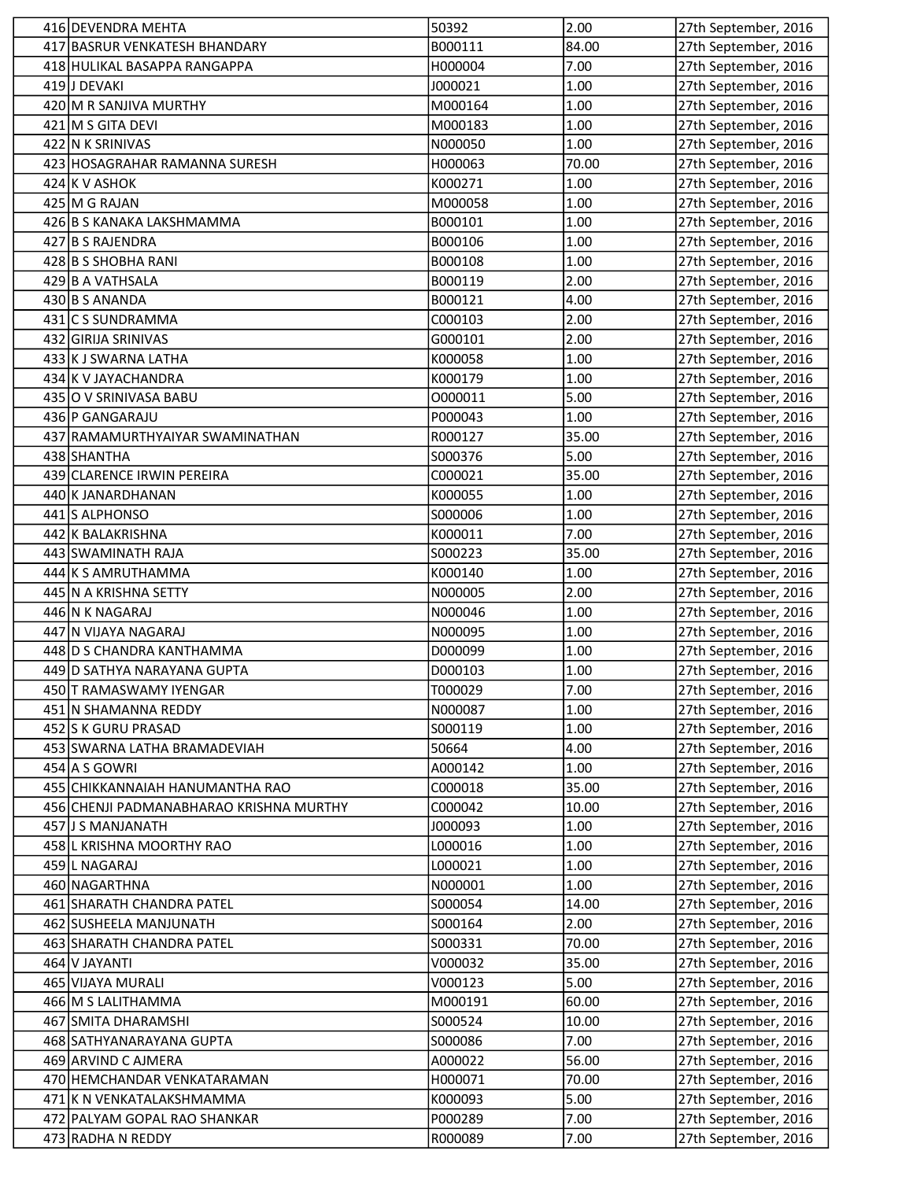| | | | | |
|---|---|---|---|---|
| 416 | DEVENDRA MEHTA | 50392 | 2.00 | 27th September, 2016 |
| 417 | BASRUR VENKATESH BHANDARY | B000111 | 84.00 | 27th September, 2016 |
| 418 | HULIKAL BASAPPA RANGAPPA | H000004 | 7.00 | 27th September, 2016 |
| 419 | J DEVAKI | J000021 | 1.00 | 27th September, 2016 |
| 420 | M R SANJIVA MURTHY | M000164 | 1.00 | 27th September, 2016 |
| 421 | M S GITA DEVI | M000183 | 1.00 | 27th September, 2016 |
| 422 | N K SRINIVAS | N000050 | 1.00 | 27th September, 2016 |
| 423 | HOSAGRAHAR RAMANNA SURESH | H000063 | 70.00 | 27th September, 2016 |
| 424 | K V ASHOK | K000271 | 1.00 | 27th September, 2016 |
| 425 | M G RAJAN | M000058 | 1.00 | 27th September, 2016 |
| 426 | B S KANAKA LAKSHMAMMA | B000101 | 1.00 | 27th September, 2016 |
| 427 | B S RAJENDRA | B000106 | 1.00 | 27th September, 2016 |
| 428 | B S SHOBHA RANI | B000108 | 1.00 | 27th September, 2016 |
| 429 | B A VATHSALA | B000119 | 2.00 | 27th September, 2016 |
| 430 | B S ANANDA | B000121 | 4.00 | 27th September, 2016 |
| 431 | C S SUNDRAMMA | C000103 | 2.00 | 27th September, 2016 |
| 432 | GIRIJA SRINIVAS | G000101 | 2.00 | 27th September, 2016 |
| 433 | K J SWARNA LATHA | K000058 | 1.00 | 27th September, 2016 |
| 434 | K V JAYACHANDRA | K000179 | 1.00 | 27th September, 2016 |
| 435 | O V SRINIVASA BABU | O000011 | 5.00 | 27th September, 2016 |
| 436 | P GANGARAJU | P000043 | 1.00 | 27th September, 2016 |
| 437 | RAMAMURTHYAIYAR SWAMINATHAN | R000127 | 35.00 | 27th September, 2016 |
| 438 | SHANTHA | S000376 | 5.00 | 27th September, 2016 |
| 439 | CLARENCE IRWIN PEREIRA | C000021 | 35.00 | 27th September, 2016 |
| 440 | K JANARDHANAN | K000055 | 1.00 | 27th September, 2016 |
| 441 | S ALPHONSO | S000006 | 1.00 | 27th September, 2016 |
| 442 | K BALAKRISHNA | K000011 | 7.00 | 27th September, 2016 |
| 443 | SWAMINATH RAJA | S000223 | 35.00 | 27th September, 2016 |
| 444 | K S AMRUTHAMMA | K000140 | 1.00 | 27th September, 2016 |
| 445 | N A KRISHNA SETTY | N000005 | 2.00 | 27th September, 2016 |
| 446 | N K NAGARAJ | N000046 | 1.00 | 27th September, 2016 |
| 447 | N VIJAYA NAGARAJ | N000095 | 1.00 | 27th September, 2016 |
| 448 | D S CHANDRA KANTHAMMA | D000099 | 1.00 | 27th September, 2016 |
| 449 | D SATHYA NARAYANA GUPTA | D000103 | 1.00 | 27th September, 2016 |
| 450 | T RAMASWAMY IYENGAR | T000029 | 7.00 | 27th September, 2016 |
| 451 | N SHAMANNA REDDY | N000087 | 1.00 | 27th September, 2016 |
| 452 | S K GURU PRASAD | S000119 | 1.00 | 27th September, 2016 |
| 453 | SWARNA LATHA BRAMADEVIAH | 50664 | 4.00 | 27th September, 2016 |
| 454 | A S GOWRI | A000142 | 1.00 | 27th September, 2016 |
| 455 | CHIKKANNAIAH HANUMANTHA RAO | C000018 | 35.00 | 27th September, 2016 |
| 456 | CHENJI PADMANABHARAO KRISHNA MURTHY | C000042 | 10.00 | 27th September, 2016 |
| 457 | J S MANJANATH | J000093 | 1.00 | 27th September, 2016 |
| 458 | L KRISHNA MOORTHY RAO | L000016 | 1.00 | 27th September, 2016 |
| 459 | L NAGARAJ | L000021 | 1.00 | 27th September, 2016 |
| 460 | NAGARTHNA | N000001 | 1.00 | 27th September, 2016 |
| 461 | SHARATH CHANDRA PATEL | S000054 | 14.00 | 27th September, 2016 |
| 462 | SUSHEELA MANJUNATH | S000164 | 2.00 | 27th September, 2016 |
| 463 | SHARATH CHANDRA PATEL | S000331 | 70.00 | 27th September, 2016 |
| 464 | V JAYANTI | V000032 | 35.00 | 27th September, 2016 |
| 465 | VIJAYA MURALI | V000123 | 5.00 | 27th September, 2016 |
| 466 | M S LALITHAMMA | M000191 | 60.00 | 27th September, 2016 |
| 467 | SMITA DHARAMSHI | S000524 | 10.00 | 27th September, 2016 |
| 468 | SATHYANARAYANA GUPTA | S000086 | 7.00 | 27th September, 2016 |
| 469 | ARVIND C AJMERA | A000022 | 56.00 | 27th September, 2016 |
| 470 | HEMCHANDAR VENKATARAMAN | H000071 | 70.00 | 27th September, 2016 |
| 471 | K N VENKATALAKSHMAMMA | K000093 | 5.00 | 27th September, 2016 |
| 472 | PALYAM GOPAL RAO SHANKAR | P000289 | 7.00 | 27th September, 2016 |
| 473 | RADHA N REDDY | R000089 | 7.00 | 27th September, 2016 |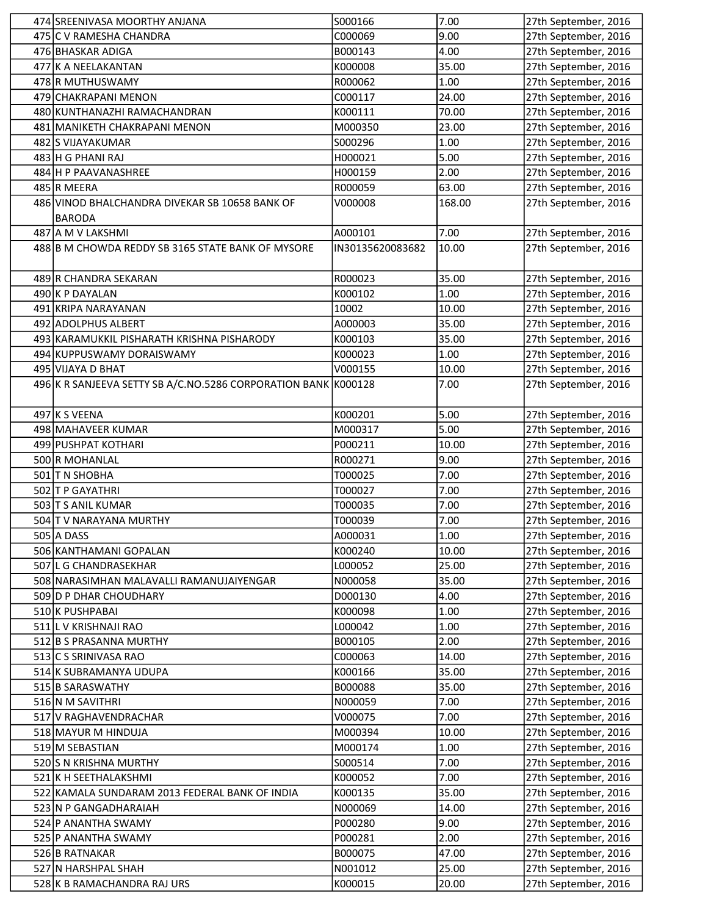| 474 | SREENIVASA MOORTHY ANJANA | S000166 | 7.00 | 27th September, 2016 |
|---|---|---|---|---|
| 475 | C V RAMESHA CHANDRA | C000069 | 9.00 | 27th September, 2016 |
| 476 | BHASKAR ADIGA | B000143 | 4.00 | 27th September, 2016 |
| 477 | K A NEELAKANTAN | K000008 | 35.00 | 27th September, 2016 |
| 478 | R MUTHUSWAMY | R000062 | 1.00 | 27th September, 2016 |
| 479 | CHAKRAPANI MENON | C000117 | 24.00 | 27th September, 2016 |
| 480 | KUNTHANAZHI RAMACHANDRAN | K000111 | 70.00 | 27th September, 2016 |
| 481 | MANIKETH CHAKRAPANI MENON | M000350 | 23.00 | 27th September, 2016 |
| 482 | S VIJAYAKUMAR | S000296 | 1.00 | 27th September, 2016 |
| 483 | H G PHANI RAJ | H000021 | 5.00 | 27th September, 2016 |
| 484 | H P PAAVANASHREE | H000159 | 2.00 | 27th September, 2016 |
| 485 | R MEERA | R000059 | 63.00 | 27th September, 2016 |
| 486 | VINOD BHALCHANDRA DIVEKAR SB 10658 BANK OF BARODA | V000008 | 168.00 | 27th September, 2016 |
| 487 | A M V LAKSHMI | A000101 | 7.00 | 27th September, 2016 |
| 488 | B M CHOWDA REDDY SB 3165 STATE BANK OF MYSORE | IN30135620083682 | 10.00 | 27th September, 2016 |
| 489 | R CHANDRA SEKARAN | R000023 | 35.00 | 27th September, 2016 |
| 490 | K P DAYALAN | K000102 | 1.00 | 27th September, 2016 |
| 491 | KRIPA NARAYANAN | 10002 | 10.00 | 27th September, 2016 |
| 492 | ADOLPHUS ALBERT | A000003 | 35.00 | 27th September, 2016 |
| 493 | KARAMUKKIL PISHARATH KRISHNA PISHARODY | K000103 | 35.00 | 27th September, 2016 |
| 494 | KUPPUSWAMY DORAISWAMY | K000023 | 1.00 | 27th September, 2016 |
| 495 | VIJAYA D BHAT | V000155 | 10.00 | 27th September, 2016 |
| 496 | K R SANJEEVA SETTY SB A/C.NO.5286 CORPORATION BANK | K000128 | 7.00 | 27th September, 2016 |
| 497 | K S VEENA | K000201 | 5.00 | 27th September, 2016 |
| 498 | MAHAVEER KUMAR | M000317 | 5.00 | 27th September, 2016 |
| 499 | PUSHPAT KOTHARI | P000211 | 10.00 | 27th September, 2016 |
| 500 | R MOHANLAL | R000271 | 9.00 | 27th September, 2016 |
| 501 | T N SHOBHA | T000025 | 7.00 | 27th September, 2016 |
| 502 | T P GAYATHRI | T000027 | 7.00 | 27th September, 2016 |
| 503 | T S ANIL KUMAR | T000035 | 7.00 | 27th September, 2016 |
| 504 | T V NARAYANA MURTHY | T000039 | 7.00 | 27th September, 2016 |
| 505 | A DASS | A000031 | 1.00 | 27th September, 2016 |
| 506 | KANTHAMANI GOPALAN | K000240 | 10.00 | 27th September, 2016 |
| 507 | L G CHANDRASEKHAR | L000052 | 25.00 | 27th September, 2016 |
| 508 | NARASIMHAN MALAVALLI RAMANUJAIYENGAR | N000058 | 35.00 | 27th September, 2016 |
| 509 | D P DHAR CHOUDHARY | D000130 | 4.00 | 27th September, 2016 |
| 510 | K PUSHPABAI | K000098 | 1.00 | 27th September, 2016 |
| 511 | L V KRISHNAJI RAO | L000042 | 1.00 | 27th September, 2016 |
| 512 | B S PRASANNA MURTHY | B000105 | 2.00 | 27th September, 2016 |
| 513 | C S SRINIVASA RAO | C000063 | 14.00 | 27th September, 2016 |
| 514 | K SUBRAMANYA UDUPA | K000166 | 35.00 | 27th September, 2016 |
| 515 | B SARASWATHY | B000088 | 35.00 | 27th September, 2016 |
| 516 | N M SAVITHRI | N000059 | 7.00 | 27th September, 2016 |
| 517 | V RAGHAVENDRACHAR | V000075 | 7.00 | 27th September, 2016 |
| 518 | MAYUR M HINDUJA | M000394 | 10.00 | 27th September, 2016 |
| 519 | M SEBASTIAN | M000174 | 1.00 | 27th September, 2016 |
| 520 | S N KRISHNA MURTHY | S000514 | 7.00 | 27th September, 2016 |
| 521 | K H SEETHALAKSHMI | K000052 | 7.00 | 27th September, 2016 |
| 522 | KAMALA SUNDARAM 2013 FEDERAL BANK OF INDIA | K000135 | 35.00 | 27th September, 2016 |
| 523 | N P GANGADHARAIAH | N000069 | 14.00 | 27th September, 2016 |
| 524 | P ANANTHA SWAMY | P000280 | 9.00 | 27th September, 2016 |
| 525 | P ANANTHA SWAMY | P000281 | 2.00 | 27th September, 2016 |
| 526 | B RATNAKAR | B000075 | 47.00 | 27th September, 2016 |
| 527 | N HARSHPAL SHAH | N001012 | 25.00 | 27th September, 2016 |
| 528 | K B RAMACHANDRA RAJ URS | K000015 | 20.00 | 27th September, 2016 |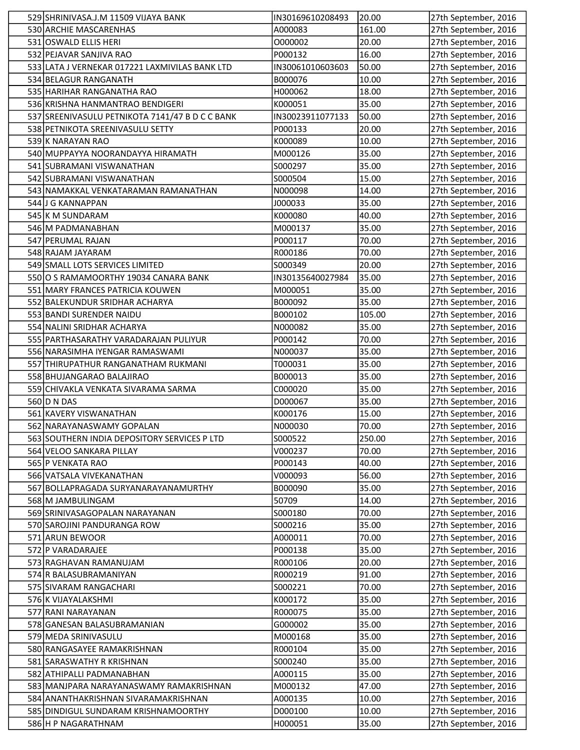| | | | | |
|---|---|---|---|---|
| 529 | SHRINIVASA.J.M 11509 VIJAYA BANK | IN30169610208493 | 20.00 | 27th September, 2016 |
| 530 | ARCHIE MASCARENHAS | A000083 | 161.00 | 27th September, 2016 |
| 531 | OSWALD ELLIS HERI | O000002 | 20.00 | 27th September, 2016 |
| 532 | PEJAVAR SANJIVA RAO | P000132 | 16.00 | 27th September, 2016 |
| 533 | LATA J VERNEKAR 017221 LAXMIVILAS BANK LTD | IN30061010603603 | 50.00 | 27th September, 2016 |
| 534 | BELAGUR RANGANATH | B000076 | 10.00 | 27th September, 2016 |
| 535 | HARIHAR RANGANATHA RAO | H000062 | 18.00 | 27th September, 2016 |
| 536 | KRISHNA HANMANTRAO BENDIGERI | K000051 | 35.00 | 27th September, 2016 |
| 537 | SREENIVASULU PETNIKOTA 7141/47 B D C C BANK | IN30023911077133 | 50.00 | 27th September, 2016 |
| 538 | PETNIKOTA SREENIVASULU SETTY | P000133 | 20.00 | 27th September, 2016 |
| 539 | K NARAYAN RAO | K000089 | 10.00 | 27th September, 2016 |
| 540 | MUPPAYYA NOORANDAYYA HIRAMATH | M000126 | 35.00 | 27th September, 2016 |
| 541 | SUBRAMANI VISWANATHAN | S000297 | 35.00 | 27th September, 2016 |
| 542 | SUBRAMANI VISWANATHAN | S000504 | 15.00 | 27th September, 2016 |
| 543 | NAMAKKAL VENKATARAMAN RAMANATHAN | N000098 | 14.00 | 27th September, 2016 |
| 544 | J G KANNAPPAN | J000033 | 35.00 | 27th September, 2016 |
| 545 | K M SUNDARAM | K000080 | 40.00 | 27th September, 2016 |
| 546 | M PADMANABHAN | M000137 | 35.00 | 27th September, 2016 |
| 547 | PERUMAL RAJAN | P000117 | 70.00 | 27th September, 2016 |
| 548 | RAJAM JAYARAM | R000186 | 70.00 | 27th September, 2016 |
| 549 | SMALL LOTS SERVICES LIMITED | S000349 | 20.00 | 27th September, 2016 |
| 550 | O S RAMAMOORTHY 19034 CANARA BANK | IN30135640027984 | 35.00 | 27th September, 2016 |
| 551 | MARY FRANCES PATRICIA KOUWEN | M000051 | 35.00 | 27th September, 2016 |
| 552 | BALEKUNDUR SRIDHAR ACHARYA | B000092 | 35.00 | 27th September, 2016 |
| 553 | BANDI SURENDER NAIDU | B000102 | 105.00 | 27th September, 2016 |
| 554 | NALINI SRIDHAR ACHARYA | N000082 | 35.00 | 27th September, 2016 |
| 555 | PARTHASARATHY VARADARAJAN PULIYUR | P000142 | 70.00 | 27th September, 2016 |
| 556 | NARASIMHA IYENGAR RAMASWAMI | N000037 | 35.00 | 27th September, 2016 |
| 557 | THIRUPATHUR RANGANATHAM RUKMANI | T000031 | 35.00 | 27th September, 2016 |
| 558 | BHUJANGARAO BALAJIRAO | B000013 | 35.00 | 27th September, 2016 |
| 559 | CHIVAKLA VENKATA SIVARAMA SARMA | C000020 | 35.00 | 27th September, 2016 |
| 560 | D N DAS | D000067 | 35.00 | 27th September, 2016 |
| 561 | KAVERY VISWANATHAN | K000176 | 15.00 | 27th September, 2016 |
| 562 | NARAYANASWAMY GOPALAN | N000030 | 70.00 | 27th September, 2016 |
| 563 | SOUTHERN INDIA DEPOSITORY SERVICES P LTD | S000522 | 250.00 | 27th September, 2016 |
| 564 | VELOO SANKARA PILLAY | V000237 | 70.00 | 27th September, 2016 |
| 565 | P VENKATA RAO | P000143 | 40.00 | 27th September, 2016 |
| 566 | VATSALA VIVEKANATHAN | V000093 | 56.00 | 27th September, 2016 |
| 567 | BOLLAPRAGADA SURYANARAYANAMURTHY | B000090 | 35.00 | 27th September, 2016 |
| 568 | M JAMBULINGAM | 50709 | 14.00 | 27th September, 2016 |
| 569 | SRINIVASAGOPALAN NARAYANAN | S000180 | 70.00 | 27th September, 2016 |
| 570 | SAROJINI PANDURANGA ROW | S000216 | 35.00 | 27th September, 2016 |
| 571 | ARUN BEWOOR | A000011 | 70.00 | 27th September, 2016 |
| 572 | P VARADARAJEE | P000138 | 35.00 | 27th September, 2016 |
| 573 | RAGHAVAN RAMANUJAM | R000106 | 20.00 | 27th September, 2016 |
| 574 | R BALASUBRAMANIYAN | R000219 | 91.00 | 27th September, 2016 |
| 575 | SIVARAM RANGACHARI | S000221 | 70.00 | 27th September, 2016 |
| 576 | K VIJAYALAKSHMI | K000172 | 35.00 | 27th September, 2016 |
| 577 | RANI NARAYANAN | R000075 | 35.00 | 27th September, 2016 |
| 578 | GANESAN BALASUBRAMANIAN | G000002 | 35.00 | 27th September, 2016 |
| 579 | MEDA SRINIVASULU | M000168 | 35.00 | 27th September, 2016 |
| 580 | RANGASAYEE RAMAKRISHNAN | R000104 | 35.00 | 27th September, 2016 |
| 581 | SARASWATHY R KRISHNAN | S000240 | 35.00 | 27th September, 2016 |
| 582 | ATHIPALLI PADMANABHAN | A000115 | 35.00 | 27th September, 2016 |
| 583 | MANJPARA NARAYANASWAMY RAMAKRISHNAN | M000132 | 47.00 | 27th September, 2016 |
| 584 | ANANTHAKRISHNAN SIVARAMAKRISHNAN | A000135 | 10.00 | 27th September, 2016 |
| 585 | DINDIGUL SUNDARAM KRISHNAMOORTHY | D000100 | 10.00 | 27th September, 2016 |
| 586 | H P NAGARATHNAM | H000051 | 35.00 | 27th September, 2016 |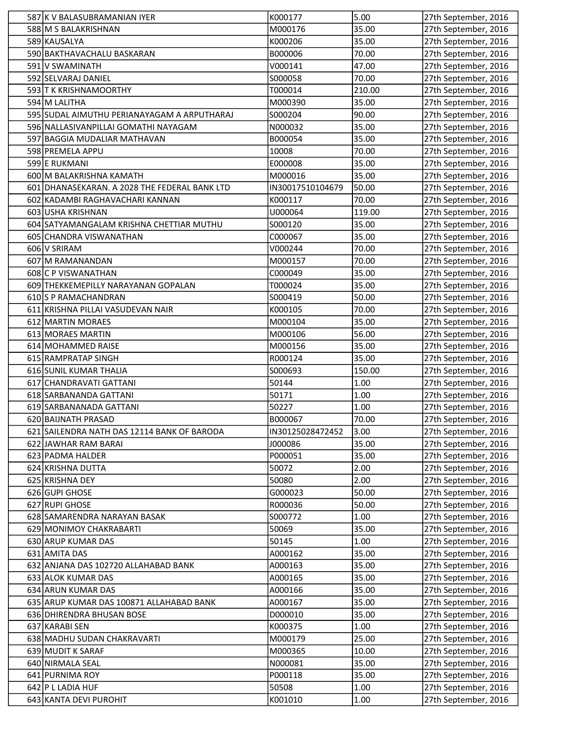| | | | | |
|---|---|---|---|---|
| 587 | K V BALASUBRAMANIAN IYER | K000177 | 5.00 | 27th September, 2016 |
| 588 | M S BALAKRISHNAN | M000176 | 35.00 | 27th September, 2016 |
| 589 | KAUSALYA | K000206 | 35.00 | 27th September, 2016 |
| 590 | BAKTHAVACHALU BASKARAN | B000006 | 70.00 | 27th September, 2016 |
| 591 | V SWAMINATH | V000141 | 47.00 | 27th September, 2016 |
| 592 | SELVARAJ DANIEL | S000058 | 70.00 | 27th September, 2016 |
| 593 | T K KRISHNAMOORTHY | T000014 | 210.00 | 27th September, 2016 |
| 594 | M LALITHA | M000390 | 35.00 | 27th September, 2016 |
| 595 | SUDAL AIMUTHU PERIANAYAGAM A ARPUTHARAJ | S000204 | 90.00 | 27th September, 2016 |
| 596 | NALLASIVANPILLAI GOMATHI NAYAGAM | N000032 | 35.00 | 27th September, 2016 |
| 597 | BAGGIA MUDALIAR MATHAVAN | B000054 | 35.00 | 27th September, 2016 |
| 598 | PREMELA APPU | 10008 | 70.00 | 27th September, 2016 |
| 599 | E RUKMANI | E000008 | 35.00 | 27th September, 2016 |
| 600 | M BALAKRISHNA KAMATH | M000016 | 35.00 | 27th September, 2016 |
| 601 | DHANASEKARAN. A 2028 THE FEDERAL BANK LTD | IN30017510104679 | 50.00 | 27th September, 2016 |
| 602 | KADAMBI RAGHAVACHARI KANNAN | K000117 | 70.00 | 27th September, 2016 |
| 603 | USHA KRISHNAN | U000064 | 119.00 | 27th September, 2016 |
| 604 | SATYAMANGALAM KRISHNA CHETTIAR MUTHU | S000120 | 35.00 | 27th September, 2016 |
| 605 | CHANDRA VISWANATHAN | C000067 | 35.00 | 27th September, 2016 |
| 606 | V SRIRAM | V000244 | 70.00 | 27th September, 2016 |
| 607 | M RAMANANDAN | M000157 | 70.00 | 27th September, 2016 |
| 608 | C P VISWANATHAN | C000049 | 35.00 | 27th September, 2016 |
| 609 | THEKKEMEPILLY NARAYANAN GOPALAN | T000024 | 35.00 | 27th September, 2016 |
| 610 | S P RAMACHANDRAN | S000419 | 50.00 | 27th September, 2016 |
| 611 | KRISHNA PILLAI VASUDEVAN NAIR | K000105 | 70.00 | 27th September, 2016 |
| 612 | MARTIN MORAES | M000104 | 35.00 | 27th September, 2016 |
| 613 | MORAES MARTIN | M000106 | 56.00 | 27th September, 2016 |
| 614 | MOHAMMED RAISE | M000156 | 35.00 | 27th September, 2016 |
| 615 | RAMPRATAP SINGH | R000124 | 35.00 | 27th September, 2016 |
| 616 | SUNIL KUMAR THALIA | S000693 | 150.00 | 27th September, 2016 |
| 617 | CHANDRAVATI GATTANI | 50144 | 1.00 | 27th September, 2016 |
| 618 | SARBANANDA GATTANI | 50171 | 1.00 | 27th September, 2016 |
| 619 | SARBANANADA GATTANI | 50227 | 1.00 | 27th September, 2016 |
| 620 | BAIJNATH PRASAD | B000067 | 70.00 | 27th September, 2016 |
| 621 | SAILENDRA NATH DAS 12114 BANK OF BARODA | IN30125028472452 | 3.00 | 27th September, 2016 |
| 622 | JAWHAR RAM BARAI | J000086 | 35.00 | 27th September, 2016 |
| 623 | PADMA HALDER | P000051 | 35.00 | 27th September, 2016 |
| 624 | KRISHNA DUTTA | 50072 | 2.00 | 27th September, 2016 |
| 625 | KRISHNA DEY | 50080 | 2.00 | 27th September, 2016 |
| 626 | GUPI GHOSE | G000023 | 50.00 | 27th September, 2016 |
| 627 | RUPI GHOSE | R000036 | 50.00 | 27th September, 2016 |
| 628 | SAMARENDRA NARAYAN BASAK | S000772 | 1.00 | 27th September, 2016 |
| 629 | MONIMOY CHAKRABARTI | 50069 | 35.00 | 27th September, 2016 |
| 630 | ARUP KUMAR DAS | 50145 | 1.00 | 27th September, 2016 |
| 631 | AMITA DAS | A000162 | 35.00 | 27th September, 2016 |
| 632 | ANJANA DAS 102720 ALLAHABAD BANK | A000163 | 35.00 | 27th September, 2016 |
| 633 | ALOK KUMAR DAS | A000165 | 35.00 | 27th September, 2016 |
| 634 | ARUN KUMAR DAS | A000166 | 35.00 | 27th September, 2016 |
| 635 | ARUP KUMAR DAS 100871 ALLAHABAD BANK | A000167 | 35.00 | 27th September, 2016 |
| 636 | DHIRENDRA BHUSAN BOSE | D000010 | 35.00 | 27th September, 2016 |
| 637 | KARABI SEN | K000375 | 1.00 | 27th September, 2016 |
| 638 | MADHU SUDAN CHAKRAVARTI | M000179 | 25.00 | 27th September, 2016 |
| 639 | MUDIT K SARAF | M000365 | 10.00 | 27th September, 2016 |
| 640 | NIRMALA SEAL | N000081 | 35.00 | 27th September, 2016 |
| 641 | PURNIMA ROY | P000118 | 35.00 | 27th September, 2016 |
| 642 | P L LADIA HUF | 50508 | 1.00 | 27th September, 2016 |
| 643 | KANTA DEVI PUROHIT | K001010 | 1.00 | 27th September, 2016 |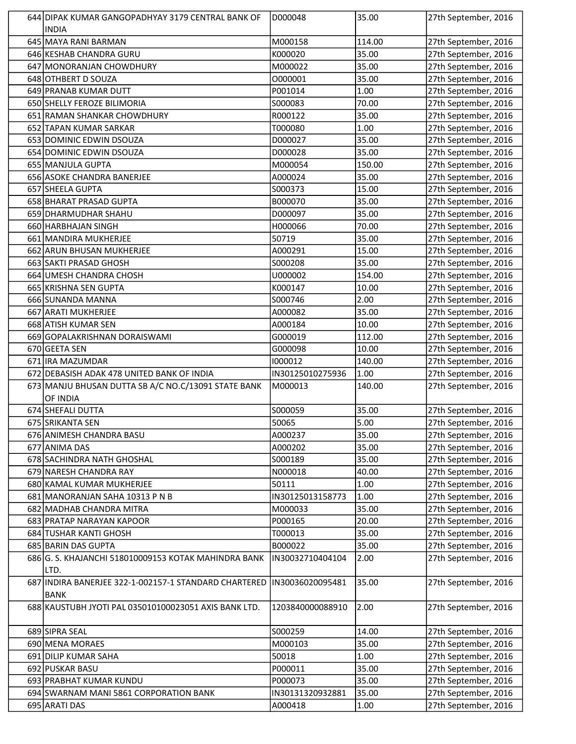| | | | | |
|---|---|---|---|---|
| 644 | DIPAK KUMAR GANGOPADHYAY 3179 CENTRAL BANK OF INDIA | D000048 | 35.00 | 27th September, 2016 |
| 645 | MAYA RANI BARMAN | M000158 | 114.00 | 27th September, 2016 |
| 646 | KESHAB CHANDRA GURU | K000020 | 35.00 | 27th September, 2016 |
| 647 | MONORANJAN CHOWDHURY | M000022 | 35.00 | 27th September, 2016 |
| 648 | OTHBERT D SOUZA | O000001 | 35.00 | 27th September, 2016 |
| 649 | PRANAB KUMAR DUTT | P001014 | 1.00 | 27th September, 2016 |
| 650 | SHELLY FEROZE BILIMORIA | S000083 | 70.00 | 27th September, 2016 |
| 651 | RAMAN SHANKAR CHOWDHURY | R000122 | 35.00 | 27th September, 2016 |
| 652 | TAPAN KUMAR SARKAR | T000080 | 1.00 | 27th September, 2016 |
| 653 | DOMINIC EDWIN DSOUZA | D000027 | 35.00 | 27th September, 2016 |
| 654 | DOMINIC EDWIN DSOUZA | D000028 | 35.00 | 27th September, 2016 |
| 655 | MANJULA GUPTA | M000054 | 150.00 | 27th September, 2016 |
| 656 | ASOKE CHANDRA BANERJEE | A000024 | 35.00 | 27th September, 2016 |
| 657 | SHEELA GUPTA | S000373 | 15.00 | 27th September, 2016 |
| 658 | BHARAT PRASAD GUPTA | B000070 | 35.00 | 27th September, 2016 |
| 659 | DHARMUDHAR SHAHU | D000097 | 35.00 | 27th September, 2016 |
| 660 | HARBHAJAN SINGH | H000066 | 70.00 | 27th September, 2016 |
| 661 | MANDIRA MUKHERJEE | 50719 | 35.00 | 27th September, 2016 |
| 662 | ARUN BHUSAN MUKHERJEE | A000291 | 15.00 | 27th September, 2016 |
| 663 | SAKTI PRASAD GHOSH | S000208 | 35.00 | 27th September, 2016 |
| 664 | UMESH CHANDRA CHOSH | U000002 | 154.00 | 27th September, 2016 |
| 665 | KRISHNA SEN GUPTA | K000147 | 10.00 | 27th September, 2016 |
| 666 | SUNANDA MANNA | S000746 | 2.00 | 27th September, 2016 |
| 667 | ARATI MUKHERJEE | A000082 | 35.00 | 27th September, 2016 |
| 668 | ATISH KUMAR SEN | A000184 | 10.00 | 27th September, 2016 |
| 669 | GOPALAKRISHNAN DORAISWAMI | G000019 | 112.00 | 27th September, 2016 |
| 670 | GEETA SEN | G000098 | 10.00 | 27th September, 2016 |
| 671 | IRA MAZUMDAR | I000012 | 140.00 | 27th September, 2016 |
| 672 | DEBASISH ADAK 478 UNITED BANK OF INDIA | IN30125010275936 | 1.00 | 27th September, 2016 |
| 673 | MANJU BHUSAN DUTTA SB A/C NO.C/13091 STATE BANK OF INDIA | M000013 | 140.00 | 27th September, 2016 |
| 674 | SHEFALI DUTTA | S000059 | 35.00 | 27th September, 2016 |
| 675 | SRIKANTA SEN | 50065 | 5.00 | 27th September, 2016 |
| 676 | ANIMESH CHANDRA BASU | A000237 | 35.00 | 27th September, 2016 |
| 677 | ANIMA DAS | A000202 | 35.00 | 27th September, 2016 |
| 678 | SACHINDRA NATH GHOSHAL | S000189 | 35.00 | 27th September, 2016 |
| 679 | NARESH CHANDRA RAY | N000018 | 40.00 | 27th September, 2016 |
| 680 | KAMAL KUMAR MUKHERJEE | 50111 | 1.00 | 27th September, 2016 |
| 681 | MANORANJAN SAHA 10313 P N B | IN30125013158773 | 1.00 | 27th September, 2016 |
| 682 | MADHAB CHANDRA MITRA | M000033 | 35.00 | 27th September, 2016 |
| 683 | PRATAP NARAYAN KAPOOR | P000165 | 20.00 | 27th September, 2016 |
| 684 | TUSHAR KANTI GHOSH | T000013 | 35.00 | 27th September, 2016 |
| 685 | BARIN DAS GUPTA | B000022 | 35.00 | 27th September, 2016 |
| 686 | G. S. KHAJANCHI 518010009153 KOTAK MAHINDRA BANK LTD. | IN30032710404104 | 2.00 | 27th September, 2016 |
| 687 | INDIRA BANERJEE 322-1-002157-1 STANDARD CHARTERED BANK | IN30036020095481 | 35.00 | 27th September, 2016 |
| 688 | KAUSTUBH JYOTI PAL 035010100023051 AXIS BANK LTD. | 1203840000088910 | 2.00 | 27th September, 2016 |
| 689 | SIPRA SEAL | S000259 | 14.00 | 27th September, 2016 |
| 690 | MENA MORAES | M000103 | 35.00 | 27th September, 2016 |
| 691 | DILIP KUMAR SAHA | 50018 | 1.00 | 27th September, 2016 |
| 692 | PUSKAR BASU | P000011 | 35.00 | 27th September, 2016 |
| 693 | PRABHAT KUMAR KUNDU | P000073 | 35.00 | 27th September, 2016 |
| 694 | SWARNAM MANI 5861 CORPORATION BANK | IN30131320932881 | 35.00 | 27th September, 2016 |
| 695 | ARATI DAS | A000418 | 1.00 | 27th September, 2016 |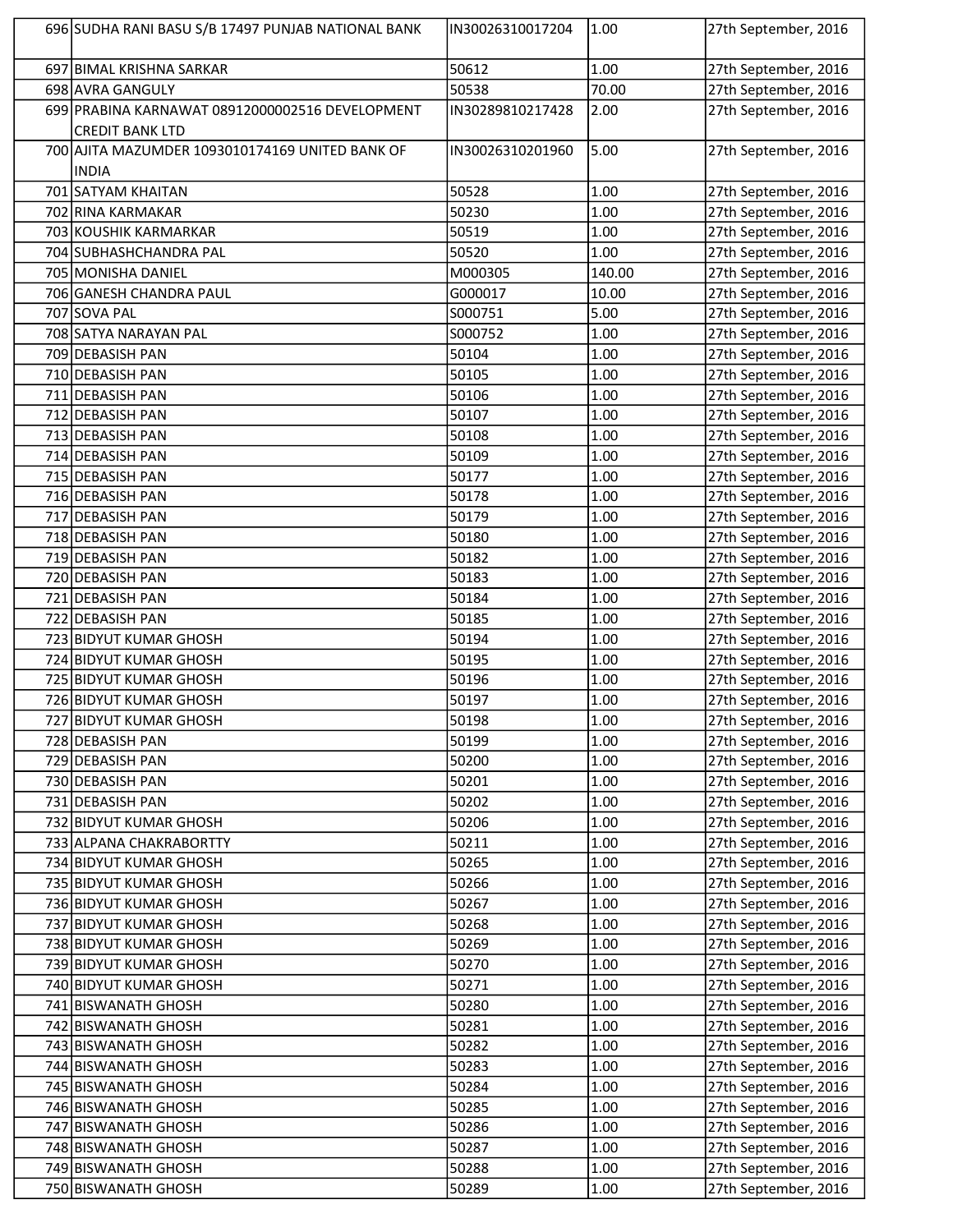| | | | |
|---|---|---|---|
| 696 | SUDHA RANI BASU S/B 17497 PUNJAB NATIONAL BANK | IN30026310017204 | 1.00 | 27th September, 2016 |
| 697 | BIMAL KRISHNA SARKAR | 50612 | 1.00 | 27th September, 2016 |
| 698 | AVRA GANGULY | 50538 | 70.00 | 27th September, 2016 |
| 699 | PRABINA KARNAWAT 08912000002516 DEVELOPMENT CREDIT BANK LTD | IN30289810217428 | 2.00 | 27th September, 2016 |
| 700 | AJITA MAZUMDER 1093010174169 UNITED BANK OF INDIA | IN30026310201960 | 5.00 | 27th September, 2016 |
| 701 | SATYAM KHAITAN | 50528 | 1.00 | 27th September, 2016 |
| 702 | RINA KARMAKAR | 50230 | 1.00 | 27th September, 2016 |
| 703 | KOUSHIK KARMARKAR | 50519 | 1.00 | 27th September, 2016 |
| 704 | SUBHASHCHANDRA PAL | 50520 | 1.00 | 27th September, 2016 |
| 705 | MONISHA DANIEL | M000305 | 140.00 | 27th September, 2016 |
| 706 | GANESH CHANDRA PAUL | G000017 | 10.00 | 27th September, 2016 |
| 707 | SOVA PAL | S000751 | 5.00 | 27th September, 2016 |
| 708 | SATYA NARAYAN PAL | S000752 | 1.00 | 27th September, 2016 |
| 709 | DEBASISH PAN | 50104 | 1.00 | 27th September, 2016 |
| 710 | DEBASISH PAN | 50105 | 1.00 | 27th September, 2016 |
| 711 | DEBASISH PAN | 50106 | 1.00 | 27th September, 2016 |
| 712 | DEBASISH PAN | 50107 | 1.00 | 27th September, 2016 |
| 713 | DEBASISH PAN | 50108 | 1.00 | 27th September, 2016 |
| 714 | DEBASISH PAN | 50109 | 1.00 | 27th September, 2016 |
| 715 | DEBASISH PAN | 50177 | 1.00 | 27th September, 2016 |
| 716 | DEBASISH PAN | 50178 | 1.00 | 27th September, 2016 |
| 717 | DEBASISH PAN | 50179 | 1.00 | 27th September, 2016 |
| 718 | DEBASISH PAN | 50180 | 1.00 | 27th September, 2016 |
| 719 | DEBASISH PAN | 50182 | 1.00 | 27th September, 2016 |
| 720 | DEBASISH PAN | 50183 | 1.00 | 27th September, 2016 |
| 721 | DEBASISH PAN | 50184 | 1.00 | 27th September, 2016 |
| 722 | DEBASISH PAN | 50185 | 1.00 | 27th September, 2016 |
| 723 | BIDYUT KUMAR GHOSH | 50194 | 1.00 | 27th September, 2016 |
| 724 | BIDYUT KUMAR GHOSH | 50195 | 1.00 | 27th September, 2016 |
| 725 | BIDYUT KUMAR GHOSH | 50196 | 1.00 | 27th September, 2016 |
| 726 | BIDYUT KUMAR GHOSH | 50197 | 1.00 | 27th September, 2016 |
| 727 | BIDYUT KUMAR GHOSH | 50198 | 1.00 | 27th September, 2016 |
| 728 | DEBASISH PAN | 50199 | 1.00 | 27th September, 2016 |
| 729 | DEBASISH PAN | 50200 | 1.00 | 27th September, 2016 |
| 730 | DEBASISH PAN | 50201 | 1.00 | 27th September, 2016 |
| 731 | DEBASISH PAN | 50202 | 1.00 | 27th September, 2016 |
| 732 | BIDYUT KUMAR GHOSH | 50206 | 1.00 | 27th September, 2016 |
| 733 | ALPANA CHAKRABORTTY | 50211 | 1.00 | 27th September, 2016 |
| 734 | BIDYUT KUMAR GHOSH | 50265 | 1.00 | 27th September, 2016 |
| 735 | BIDYUT KUMAR GHOSH | 50266 | 1.00 | 27th September, 2016 |
| 736 | BIDYUT KUMAR GHOSH | 50267 | 1.00 | 27th September, 2016 |
| 737 | BIDYUT KUMAR GHOSH | 50268 | 1.00 | 27th September, 2016 |
| 738 | BIDYUT KUMAR GHOSH | 50269 | 1.00 | 27th September, 2016 |
| 739 | BIDYUT KUMAR GHOSH | 50270 | 1.00 | 27th September, 2016 |
| 740 | BIDYUT KUMAR GHOSH | 50271 | 1.00 | 27th September, 2016 |
| 741 | BISWANATH GHOSH | 50280 | 1.00 | 27th September, 2016 |
| 742 | BISWANATH GHOSH | 50281 | 1.00 | 27th September, 2016 |
| 743 | BISWANATH GHOSH | 50282 | 1.00 | 27th September, 2016 |
| 744 | BISWANATH GHOSH | 50283 | 1.00 | 27th September, 2016 |
| 745 | BISWANATH GHOSH | 50284 | 1.00 | 27th September, 2016 |
| 746 | BISWANATH GHOSH | 50285 | 1.00 | 27th September, 2016 |
| 747 | BISWANATH GHOSH | 50286 | 1.00 | 27th September, 2016 |
| 748 | BISWANATH GHOSH | 50287 | 1.00 | 27th September, 2016 |
| 749 | BISWANATH GHOSH | 50288 | 1.00 | 27th September, 2016 |
| 750 | BISWANATH GHOSH | 50289 | 1.00 | 27th September, 2016 |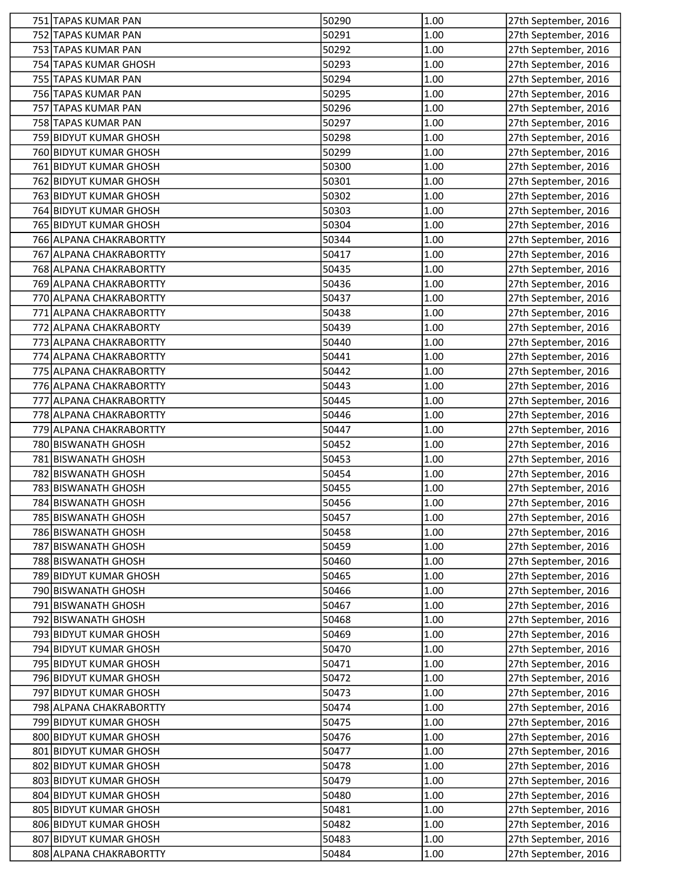| 751 | TAPAS KUMAR PAN | 50290 | 1.00 | 27th September, 2016 |
|---|---|---|---|---|
| 752 | TAPAS KUMAR PAN | 50291 | 1.00 | 27th September, 2016 |
| 753 | TAPAS KUMAR PAN | 50292 | 1.00 | 27th September, 2016 |
| 754 | TAPAS KUMAR GHOSH | 50293 | 1.00 | 27th September, 2016 |
| 755 | TAPAS KUMAR PAN | 50294 | 1.00 | 27th September, 2016 |
| 756 | TAPAS KUMAR PAN | 50295 | 1.00 | 27th September, 2016 |
| 757 | TAPAS KUMAR PAN | 50296 | 1.00 | 27th September, 2016 |
| 758 | TAPAS KUMAR PAN | 50297 | 1.00 | 27th September, 2016 |
| 759 | BIDYUT KUMAR GHOSH | 50298 | 1.00 | 27th September, 2016 |
| 760 | BIDYUT KUMAR GHOSH | 50299 | 1.00 | 27th September, 2016 |
| 761 | BIDYUT KUMAR GHOSH | 50300 | 1.00 | 27th September, 2016 |
| 762 | BIDYUT KUMAR GHOSH | 50301 | 1.00 | 27th September, 2016 |
| 763 | BIDYUT KUMAR GHOSH | 50302 | 1.00 | 27th September, 2016 |
| 764 | BIDYUT KUMAR GHOSH | 50303 | 1.00 | 27th September, 2016 |
| 765 | BIDYUT KUMAR GHOSH | 50304 | 1.00 | 27th September, 2016 |
| 766 | ALPANA CHAKRABORTTY | 50344 | 1.00 | 27th September, 2016 |
| 767 | ALPANA CHAKRABORTTY | 50417 | 1.00 | 27th September, 2016 |
| 768 | ALPANA CHAKRABORTTY | 50435 | 1.00 | 27th September, 2016 |
| 769 | ALPANA CHAKRABORTTY | 50436 | 1.00 | 27th September, 2016 |
| 770 | ALPANA CHAKRABORTTY | 50437 | 1.00 | 27th September, 2016 |
| 771 | ALPANA CHAKRABORTTY | 50438 | 1.00 | 27th September, 2016 |
| 772 | ALPANA CHAKRABORTY | 50439 | 1.00 | 27th September, 2016 |
| 773 | ALPANA CHAKRABORTTY | 50440 | 1.00 | 27th September, 2016 |
| 774 | ALPANA CHAKRABORTTY | 50441 | 1.00 | 27th September, 2016 |
| 775 | ALPANA CHAKRABORTTY | 50442 | 1.00 | 27th September, 2016 |
| 776 | ALPANA CHAKRABORTTY | 50443 | 1.00 | 27th September, 2016 |
| 777 | ALPANA CHAKRABORTTY | 50445 | 1.00 | 27th September, 2016 |
| 778 | ALPANA CHAKRABORTTY | 50446 | 1.00 | 27th September, 2016 |
| 779 | ALPANA CHAKRABORTTY | 50447 | 1.00 | 27th September, 2016 |
| 780 | BISWANATH GHOSH | 50452 | 1.00 | 27th September, 2016 |
| 781 | BISWANATH GHOSH | 50453 | 1.00 | 27th September, 2016 |
| 782 | BISWANATH GHOSH | 50454 | 1.00 | 27th September, 2016 |
| 783 | BISWANATH GHOSH | 50455 | 1.00 | 27th September, 2016 |
| 784 | BISWANATH GHOSH | 50456 | 1.00 | 27th September, 2016 |
| 785 | BISWANATH GHOSH | 50457 | 1.00 | 27th September, 2016 |
| 786 | BISWANATH GHOSH | 50458 | 1.00 | 27th September, 2016 |
| 787 | BISWANATH GHOSH | 50459 | 1.00 | 27th September, 2016 |
| 788 | BISWANATH GHOSH | 50460 | 1.00 | 27th September, 2016 |
| 789 | BIDYUT KUMAR GHOSH | 50465 | 1.00 | 27th September, 2016 |
| 790 | BISWANATH GHOSH | 50466 | 1.00 | 27th September, 2016 |
| 791 | BISWANATH GHOSH | 50467 | 1.00 | 27th September, 2016 |
| 792 | BISWANATH GHOSH | 50468 | 1.00 | 27th September, 2016 |
| 793 | BIDYUT KUMAR GHOSH | 50469 | 1.00 | 27th September, 2016 |
| 794 | BIDYUT KUMAR GHOSH | 50470 | 1.00 | 27th September, 2016 |
| 795 | BIDYUT KUMAR GHOSH | 50471 | 1.00 | 27th September, 2016 |
| 796 | BIDYUT KUMAR GHOSH | 50472 | 1.00 | 27th September, 2016 |
| 797 | BIDYUT KUMAR GHOSH | 50473 | 1.00 | 27th September, 2016 |
| 798 | ALPANA CHAKRABORTTY | 50474 | 1.00 | 27th September, 2016 |
| 799 | BIDYUT KUMAR GHOSH | 50475 | 1.00 | 27th September, 2016 |
| 800 | BIDYUT KUMAR GHOSH | 50476 | 1.00 | 27th September, 2016 |
| 801 | BIDYUT KUMAR GHOSH | 50477 | 1.00 | 27th September, 2016 |
| 802 | BIDYUT KUMAR GHOSH | 50478 | 1.00 | 27th September, 2016 |
| 803 | BIDYUT KUMAR GHOSH | 50479 | 1.00 | 27th September, 2016 |
| 804 | BIDYUT KUMAR GHOSH | 50480 | 1.00 | 27th September, 2016 |
| 805 | BIDYUT KUMAR GHOSH | 50481 | 1.00 | 27th September, 2016 |
| 806 | BIDYUT KUMAR GHOSH | 50482 | 1.00 | 27th September, 2016 |
| 807 | BIDYUT KUMAR GHOSH | 50483 | 1.00 | 27th September, 2016 |
| 808 | ALPANA CHAKRABORTTY | 50484 | 1.00 | 27th September, 2016 |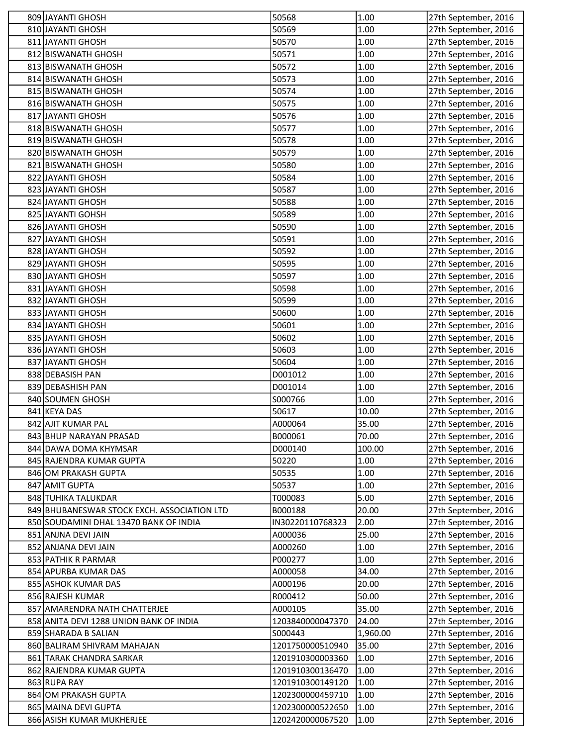| 809 | JAYANTI GHOSH | 50568 | 1.00 | 27th September, 2016 |
|---|---|---|---|---|
| 810 | JAYANTI GHOSH | 50569 | 1.00 | 27th September, 2016 |
| 811 | JAYANTI GHOSH | 50570 | 1.00 | 27th September, 2016 |
| 812 | BISWANATH GHOSH | 50571 | 1.00 | 27th September, 2016 |
| 813 | BISWANATH GHOSH | 50572 | 1.00 | 27th September, 2016 |
| 814 | BISWANATH GHOSH | 50573 | 1.00 | 27th September, 2016 |
| 815 | BISWANATH GHOSH | 50574 | 1.00 | 27th September, 2016 |
| 816 | BISWANATH GHOSH | 50575 | 1.00 | 27th September, 2016 |
| 817 | JAYANTI GHOSH | 50576 | 1.00 | 27th September, 2016 |
| 818 | BISWANATH GHOSH | 50577 | 1.00 | 27th September, 2016 |
| 819 | BISWANATH GHOSH | 50578 | 1.00 | 27th September, 2016 |
| 820 | BISWANATH GHOSH | 50579 | 1.00 | 27th September, 2016 |
| 821 | BISWANATH GHOSH | 50580 | 1.00 | 27th September, 2016 |
| 822 | JAYANTI GHOSH | 50584 | 1.00 | 27th September, 2016 |
| 823 | JAYANTI GHOSH | 50587 | 1.00 | 27th September, 2016 |
| 824 | JAYANTI GHOSH | 50588 | 1.00 | 27th September, 2016 |
| 825 | JAYANTI GOHSH | 50589 | 1.00 | 27th September, 2016 |
| 826 | JAYANTI GHOSH | 50590 | 1.00 | 27th September, 2016 |
| 827 | JAYANTI GHOSH | 50591 | 1.00 | 27th September, 2016 |
| 828 | JAYANTI GHOSH | 50592 | 1.00 | 27th September, 2016 |
| 829 | JAYANTI GHOSH | 50595 | 1.00 | 27th September, 2016 |
| 830 | JAYANTI GHOSH | 50597 | 1.00 | 27th September, 2016 |
| 831 | JAYANTI GHOSH | 50598 | 1.00 | 27th September, 2016 |
| 832 | JAYANTI GHOSH | 50599 | 1.00 | 27th September, 2016 |
| 833 | JAYANTI GHOSH | 50600 | 1.00 | 27th September, 2016 |
| 834 | JAYANTI GHOSH | 50601 | 1.00 | 27th September, 2016 |
| 835 | JAYANTI GHOSH | 50602 | 1.00 | 27th September, 2016 |
| 836 | JAYANTI GHOSH | 50603 | 1.00 | 27th September, 2016 |
| 837 | JAYANTI GHOSH | 50604 | 1.00 | 27th September, 2016 |
| 838 | DEBASISH PAN | D001012 | 1.00 | 27th September, 2016 |
| 839 | DEBASHISH PAN | D001014 | 1.00 | 27th September, 2016 |
| 840 | SOUMEN GHOSH | S000766 | 1.00 | 27th September, 2016 |
| 841 | KEYA DAS | 50617 | 10.00 | 27th September, 2016 |
| 842 | AJIT KUMAR PAL | A000064 | 35.00 | 27th September, 2016 |
| 843 | BHUP NARAYAN PRASAD | B000061 | 70.00 | 27th September, 2016 |
| 844 | DAWA DOMA KHYMSAR | D000140 | 100.00 | 27th September, 2016 |
| 845 | RAJENDRA KUMAR GUPTA | 50220 | 1.00 | 27th September, 2016 |
| 846 | OM PRAKASH GUPTA | 50535 | 1.00 | 27th September, 2016 |
| 847 | AMIT GUPTA | 50537 | 1.00 | 27th September, 2016 |
| 848 | TUHIKA TALUKDAR | T000083 | 5.00 | 27th September, 2016 |
| 849 | BHUBANESWAR STOCK EXCH. ASSOCIATION LTD | B000188 | 20.00 | 27th September, 2016 |
| 850 | SOUDAMINI DHAL 13470 BANK OF INDIA | IN30220110768323 | 2.00 | 27th September, 2016 |
| 851 | ANJNA DEVI JAIN | A000036 | 25.00 | 27th September, 2016 |
| 852 | ANJANA DEVI JAIN | A000260 | 1.00 | 27th September, 2016 |
| 853 | PATHIK R PARMAR | P000277 | 1.00 | 27th September, 2016 |
| 854 | APURBA KUMAR DAS | A000058 | 34.00 | 27th September, 2016 |
| 855 | ASHOK KUMAR DAS | A000196 | 20.00 | 27th September, 2016 |
| 856 | RAJESH KUMAR | R000412 | 50.00 | 27th September, 2016 |
| 857 | AMARENDRA NATH CHATTERJEE | A000105 | 35.00 | 27th September, 2016 |
| 858 | ANITA DEVI 1288 UNION BANK OF INDIA | 1203840000047370 | 24.00 | 27th September, 2016 |
| 859 | SHARADA B SALIAN | S000443 | 1,960.00 | 27th September, 2016 |
| 860 | BALIRAM SHIVRAM MAHAJAN | 1201750000510940 | 35.00 | 27th September, 2016 |
| 861 | TARAK CHANDRA SARKAR | 1201910300003360 | 1.00 | 27th September, 2016 |
| 862 | RAJENDRA KUMAR GUPTA | 1201910300136470 | 1.00 | 27th September, 2016 |
| 863 | RUPA RAY | 1201910300149120 | 1.00 | 27th September, 2016 |
| 864 | OM PRAKASH GUPTA | 1202300000459710 | 1.00 | 27th September, 2016 |
| 865 | MAINA DEVI GUPTA | 1202300000522650 | 1.00 | 27th September, 2016 |
| 866 | ASISH KUMAR MUKHERJEE | 1202420000067520 | 1.00 | 27th September, 2016 |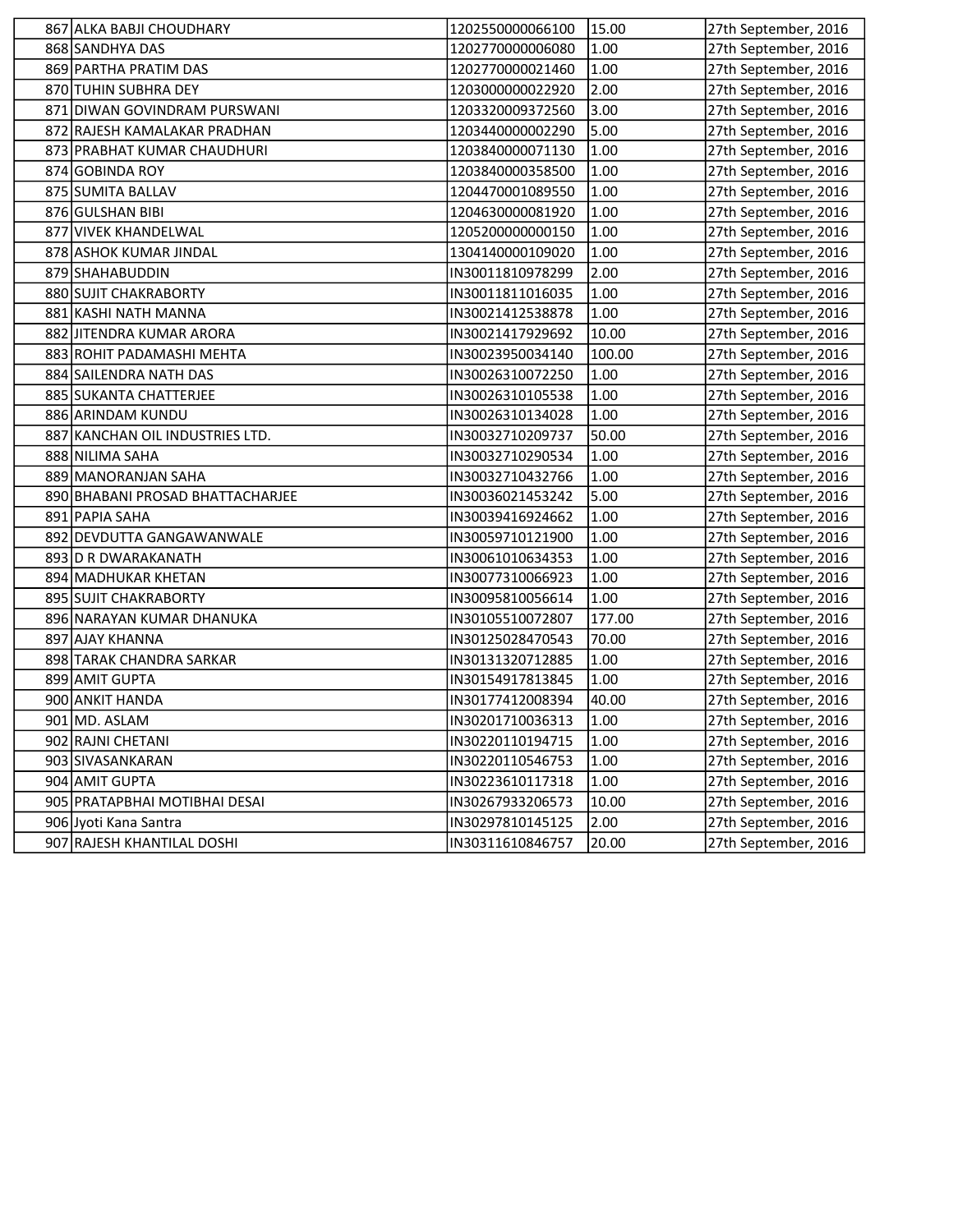| | | | | |
|---|---|---|---|---|
| 867 | ALKA BABJI CHOUDHARY | 1202550000066100 | 15.00 | 27th September, 2016 |
| 868 | SANDHYA DAS | 1202770000006080 | 1.00 | 27th September, 2016 |
| 869 | PARTHA PRATIM DAS | 1202770000021460 | 1.00 | 27th September, 2016 |
| 870 | TUHIN SUBHRA DEY | 1203000000022920 | 2.00 | 27th September, 2016 |
| 871 | DIWAN GOVINDRAM PURSWANI | 1203320009372560 | 3.00 | 27th September, 2016 |
| 872 | RAJESH KAMALAKAR PRADHAN | 1203440000002290 | 5.00 | 27th September, 2016 |
| 873 | PRABHAT KUMAR CHAUDHURI | 1203840000071130 | 1.00 | 27th September, 2016 |
| 874 | GOBINDA ROY | 1203840000358500 | 1.00 | 27th September, 2016 |
| 875 | SUMITA BALLAV | 1204470001089550 | 1.00 | 27th September, 2016 |
| 876 | GULSHAN BIBI | 1204630000081920 | 1.00 | 27th September, 2016 |
| 877 | VIVEK KHANDELWAL | 1205200000000150 | 1.00 | 27th September, 2016 |
| 878 | ASHOK KUMAR JINDAL | 1304140000109020 | 1.00 | 27th September, 2016 |
| 879 | SHAHABUDDIN | IN30011810978299 | 2.00 | 27th September, 2016 |
| 880 | SUJIT CHAKRABORTY | IN30011811016035 | 1.00 | 27th September, 2016 |
| 881 | KASHI NATH MANNA | IN30021412538878 | 1.00 | 27th September, 2016 |
| 882 | JITENDRA KUMAR ARORA | IN30021417929692 | 10.00 | 27th September, 2016 |
| 883 | ROHIT PADAMASHI MEHTA | IN30023950034140 | 100.00 | 27th September, 2016 |
| 884 | SAILENDRA NATH DAS | IN30026310072250 | 1.00 | 27th September, 2016 |
| 885 | SUKANTA CHATTERJEE | IN30026310105538 | 1.00 | 27th September, 2016 |
| 886 | ARINDAM KUNDU | IN30026310134028 | 1.00 | 27th September, 2016 |
| 887 | KANCHAN OIL INDUSTRIES LTD. | IN30032710209737 | 50.00 | 27th September, 2016 |
| 888 | NILIMA SAHA | IN30032710290534 | 1.00 | 27th September, 2016 |
| 889 | MANORANJAN SAHA | IN30032710432766 | 1.00 | 27th September, 2016 |
| 890 | BHABANI PROSAD BHATTACHARJEE | IN30036021453242 | 5.00 | 27th September, 2016 |
| 891 | PAPIA SAHA | IN30039416924662 | 1.00 | 27th September, 2016 |
| 892 | DEVDUTTA GANGAWANWALE | IN30059710121900 | 1.00 | 27th September, 2016 |
| 893 | D R DWARAKANATH | IN30061010634353 | 1.00 | 27th September, 2016 |
| 894 | MADHUKAR KHETAN | IN30077310066923 | 1.00 | 27th September, 2016 |
| 895 | SUJIT CHAKRABORTY | IN30095810056614 | 1.00 | 27th September, 2016 |
| 896 | NARAYAN KUMAR DHANUKA | IN30105510072807 | 177.00 | 27th September, 2016 |
| 897 | AJAY KHANNA | IN30125028470543 | 70.00 | 27th September, 2016 |
| 898 | TARAK CHANDRA SARKAR | IN30131320712885 | 1.00 | 27th September, 2016 |
| 899 | AMIT GUPTA | IN30154917813845 | 1.00 | 27th September, 2016 |
| 900 | ANKIT HANDA | IN30177412008394 | 40.00 | 27th September, 2016 |
| 901 | MD. ASLAM | IN30201710036313 | 1.00 | 27th September, 2016 |
| 902 | RAJNI CHETANI | IN30220110194715 | 1.00 | 27th September, 2016 |
| 903 | SIVASANKARAN | IN30220110546753 | 1.00 | 27th September, 2016 |
| 904 | AMIT GUPTA | IN30223610117318 | 1.00 | 27th September, 2016 |
| 905 | PRATAPBHAI MOTIBHAI DESAI | IN30267933206573 | 10.00 | 27th September, 2016 |
| 906 | Jyoti Kana Santra | IN30297810145125 | 2.00 | 27th September, 2016 |
| 907 | RAJESH KHANTILAL DOSHI | IN30311610846757 | 20.00 | 27th September, 2016 |